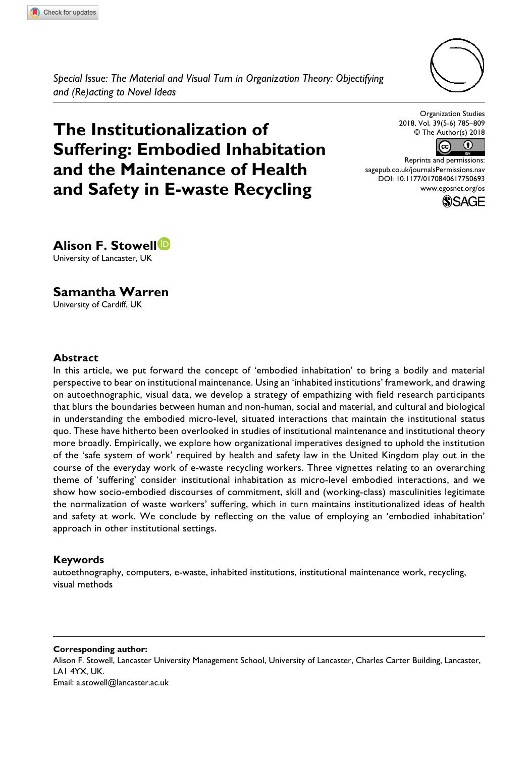*Special Issue: The Material and Visual Turn in Organization Theory: Objectifying and (Re)acting to Novel Ideas*

# The Institutionalization of Suffering: Embodied Inhabitation and the Maintenance of Health and Safety in E-waste Recycling

Organization Studies
2018, Vol. 39(5-6) 785–809
© The Author(s) 2018
Reprints and permissions: sagepub.co.uk/journalsPermissions.nav
DOI: 10.1177/0170840617750693
www.egosnet.org/os

**Alison F. Stowell**
University of Lancaster, UK

**Samantha Warren**
University of Cardiff, UK

## Abstract

In this article, we put forward the concept of 'embodied inhabitation' to bring a bodily and material perspective to bear on institutional maintenance. Using an 'inhabited institutions' framework, and drawing on autoethnographic, visual data, we develop a strategy of empathizing with field research participants that blurs the boundaries between human and non-human, social and material, and cultural and biological in understanding the embodied micro-level, situated interactions that maintain the institutional status quo. These have hitherto been overlooked in studies of institutional maintenance and institutional theory more broadly. Empirically, we explore how organizational imperatives designed to uphold the institution of the 'safe system of work' required by health and safety law in the United Kingdom play out in the course of the everyday work of e-waste recycling workers. Three vignettes relating to an overarching theme of 'suffering' consider institutional inhabitation as micro-level embodied interactions, and we show how socio-embodied discourses of commitment, skill and (working-class) masculinities legitimate the normalization of waste workers' suffering, which in turn maintains institutionalized ideas of health and safety at work. We conclude by reflecting on the value of employing an 'embodied inhabitation' approach in other institutional settings.

## Keywords

autoethnography, computers, e-waste, inhabited institutions, institutional maintenance work, recycling, visual methods

---

**Corresponding author:**
Alison F. Stowell, Lancaster University Management School, University of Lancaster, Charles Carter Building, Lancaster, LA1 4YX, UK.
Email: a.stowell@lancaster.ac.uk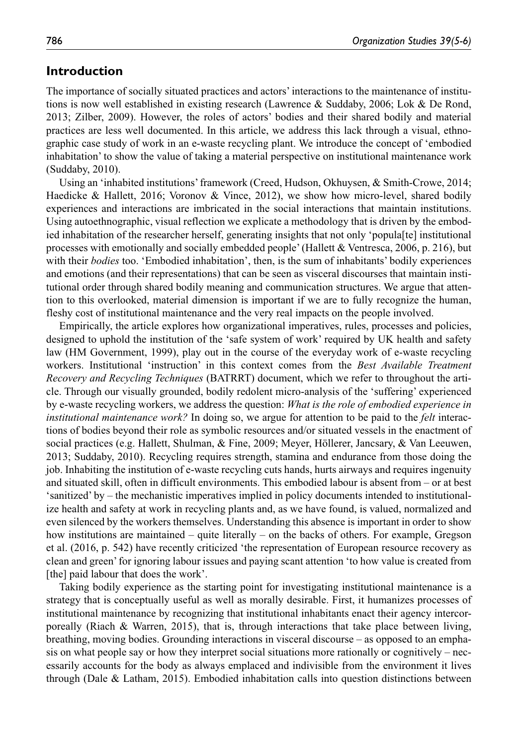## Introduction

The importance of socially situated practices and actors' interactions to the maintenance of institutions is now well established in existing research (Lawrence & Suddaby, 2006; Lok & De Rond, 2013; Zilber, 2009). However, the roles of actors' bodies and their shared bodily and material practices are less well documented. In this article, we address this lack through a visual, ethnographic case study of work in an e-waste recycling plant. We introduce the concept of 'embodied inhabitation' to show the value of taking a material perspective on institutional maintenance work (Suddaby, 2010).

Using an 'inhabited institutions' framework (Creed, Hudson, Okhuysen, & Smith-Crowe, 2014; Haedicke & Hallett, 2016; Voronov & Vince, 2012), we show how micro-level, shared bodily experiences and interactions are imbricated in the social interactions that maintain institutions. Using autoethnographic, visual reflection we explicate a methodology that is driven by the embodied inhabitation of the researcher herself, generating insights that not only 'popula[te] institutional processes with emotionally and socially embedded people' (Hallett & Ventresca, 2006, p. 216), but with their *bodies* too. 'Embodied inhabitation', then, is the sum of inhabitants' bodily experiences and emotions (and their representations) that can be seen as visceral discourses that maintain institutional order through shared bodily meaning and communication structures. We argue that attention to this overlooked, material dimension is important if we are to fully recognize the human, fleshy cost of institutional maintenance and the very real impacts on the people involved.

Empirically, the article explores how organizational imperatives, rules, processes and policies, designed to uphold the institution of the 'safe system of work' required by UK health and safety law (HM Government, 1999), play out in the course of the everyday work of e-waste recycling workers. Institutional 'instruction' in this context comes from the *Best Available Treatment Recovery and Recycling Techniques* (BATRRT) document, which we refer to throughout the article. Through our visually grounded, bodily redolent micro-analysis of the 'suffering' experienced by e-waste recycling workers, we address the question: *What is the role of embodied experience in institutional maintenance work?* In doing so, we argue for attention to be paid to the *felt* interactions of bodies beyond their role as symbolic resources and/or situated vessels in the enactment of social practices (e.g. Hallett, Shulman, & Fine, 2009; Meyer, Höllerer, Jancsary, & Van Leeuwen, 2013; Suddaby, 2010). Recycling requires strength, stamina and endurance from those doing the job. Inhabiting the institution of e-waste recycling cuts hands, hurts airways and requires ingenuity and situated skill, often in difficult environments. This embodied labour is absent from – or at best 'sanitized' by – the mechanistic imperatives implied in policy documents intended to institutionalize health and safety at work in recycling plants and, as we have found, is valued, normalized and even silenced by the workers themselves. Understanding this absence is important in order to show how institutions are maintained – quite literally – on the backs of others. For example, Gregson et al. (2016, p. 542) have recently criticized 'the representation of European resource recovery as clean and green' for ignoring labour issues and paying scant attention 'to how value is created from [the] paid labour that does the work'.

Taking bodily experience as the starting point for investigating institutional maintenance is a strategy that is conceptually useful as well as morally desirable. First, it humanizes processes of institutional maintenance by recognizing that institutional inhabitants enact their agency intercorporeally (Riach & Warren, 2015), that is, through interactions that take place between living, breathing, moving bodies. Grounding interactions in visceral discourse – as opposed to an emphasis on what people say or how they interpret social situations more rationally or cognitively – necessarily accounts for the body as always emplaced and indivisible from the environment it lives through (Dale & Latham, 2015). Embodied inhabitation calls into question distinctions between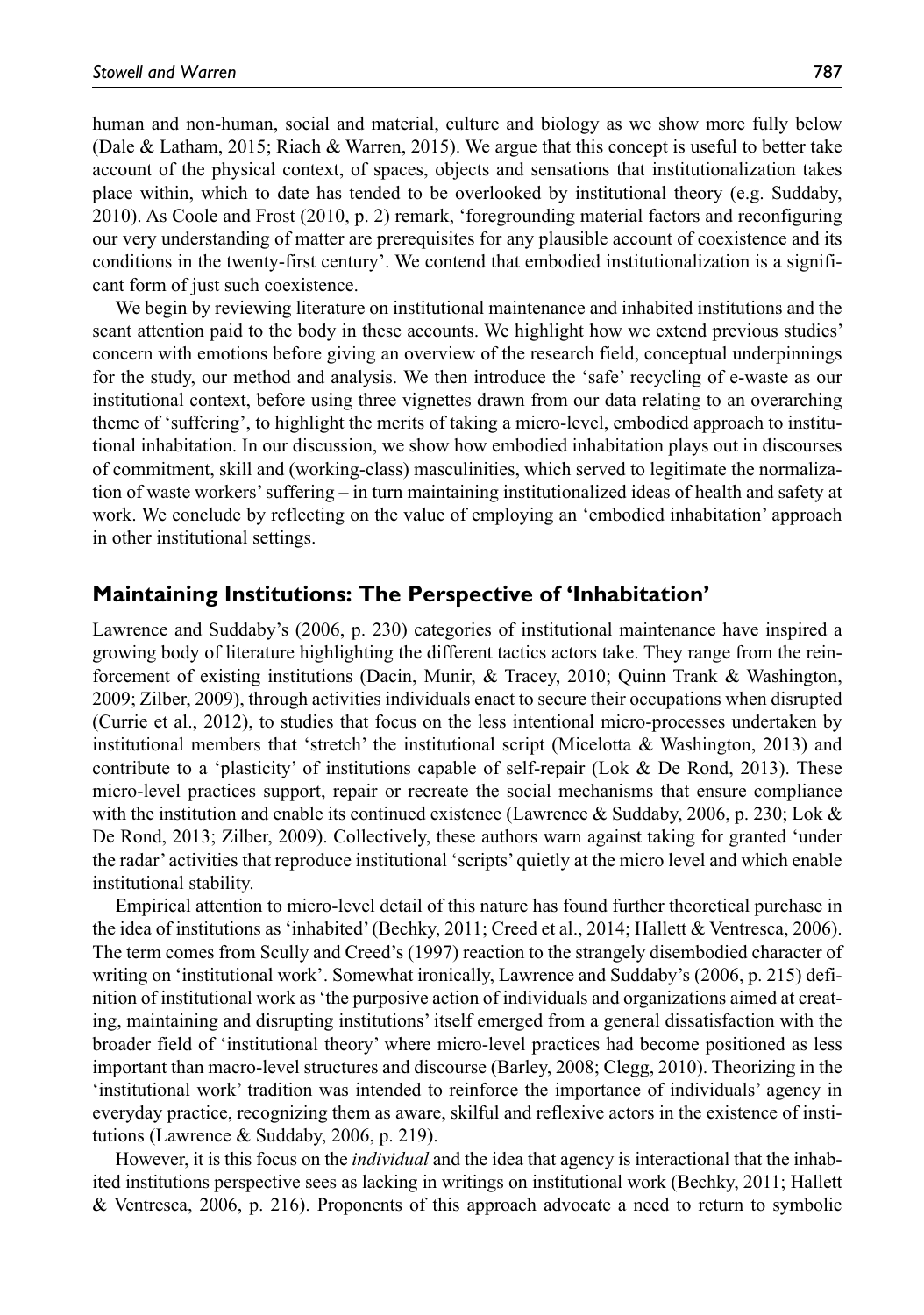human and non-human, social and material, culture and biology as we show more fully below (Dale & Latham, 2015; Riach & Warren, 2015). We argue that this concept is useful to better take account of the physical context, of spaces, objects and sensations that institutionalization takes place within, which to date has tended to be overlooked by institutional theory (e.g. Suddaby, 2010). As Coole and Frost (2010, p. 2) remark, 'foregrounding material factors and reconfiguring our very understanding of matter are prerequisites for any plausible account of coexistence and its conditions in the twenty-first century'. We contend that embodied institutionalization is a significant form of just such coexistence.

We begin by reviewing literature on institutional maintenance and inhabited institutions and the scant attention paid to the body in these accounts. We highlight how we extend previous studies' concern with emotions before giving an overview of the research field, conceptual underpinnings for the study, our method and analysis. We then introduce the 'safe' recycling of e-waste as our institutional context, before using three vignettes drawn from our data relating to an overarching theme of 'suffering', to highlight the merits of taking a micro-level, embodied approach to institutional inhabitation. In our discussion, we show how embodied inhabitation plays out in discourses of commitment, skill and (working-class) masculinities, which served to legitimate the normalization of waste workers' suffering – in turn maintaining institutionalized ideas of health and safety at work. We conclude by reflecting on the value of employing an 'embodied inhabitation' approach in other institutional settings.

## Maintaining Institutions: The Perspective of 'Inhabitation'

Lawrence and Suddaby's (2006, p. 230) categories of institutional maintenance have inspired a growing body of literature highlighting the different tactics actors take. They range from the reinforcement of existing institutions (Dacin, Munir, & Tracey, 2010; Quinn Trank & Washington, 2009; Zilber, 2009), through activities individuals enact to secure their occupations when disrupted (Currie et al., 2012), to studies that focus on the less intentional micro-processes undertaken by institutional members that 'stretch' the institutional script (Micelotta & Washington, 2013) and contribute to a 'plasticity' of institutions capable of self-repair (Lok & De Rond, 2013). These micro-level practices support, repair or recreate the social mechanisms that ensure compliance with the institution and enable its continued existence (Lawrence & Suddaby, 2006, p. 230; Lok & De Rond, 2013; Zilber, 2009). Collectively, these authors warn against taking for granted 'under the radar' activities that reproduce institutional 'scripts' quietly at the micro level and which enable institutional stability.

Empirical attention to micro-level detail of this nature has found further theoretical purchase in the idea of institutions as 'inhabited' (Bechky, 2011; Creed et al., 2014; Hallett & Ventresca, 2006). The term comes from Scully and Creed's (1997) reaction to the strangely disembodied character of writing on 'institutional work'. Somewhat ironically, Lawrence and Suddaby's (2006, p. 215) definition of institutional work as 'the purposive action of individuals and organizations aimed at creating, maintaining and disrupting institutions' itself emerged from a general dissatisfaction with the broader field of 'institutional theory' where micro-level practices had become positioned as less important than macro-level structures and discourse (Barley, 2008; Clegg, 2010). Theorizing in the 'institutional work' tradition was intended to reinforce the importance of individuals' agency in everyday practice, recognizing them as aware, skilful and reflexive actors in the existence of institutions (Lawrence & Suddaby, 2006, p. 219).

However, it is this focus on the *individual* and the idea that agency is interactional that the inhabited institutions perspective sees as lacking in writings on institutional work (Bechky, 2011; Hallett & Ventresca, 2006, p. 216). Proponents of this approach advocate a need to return to symbolic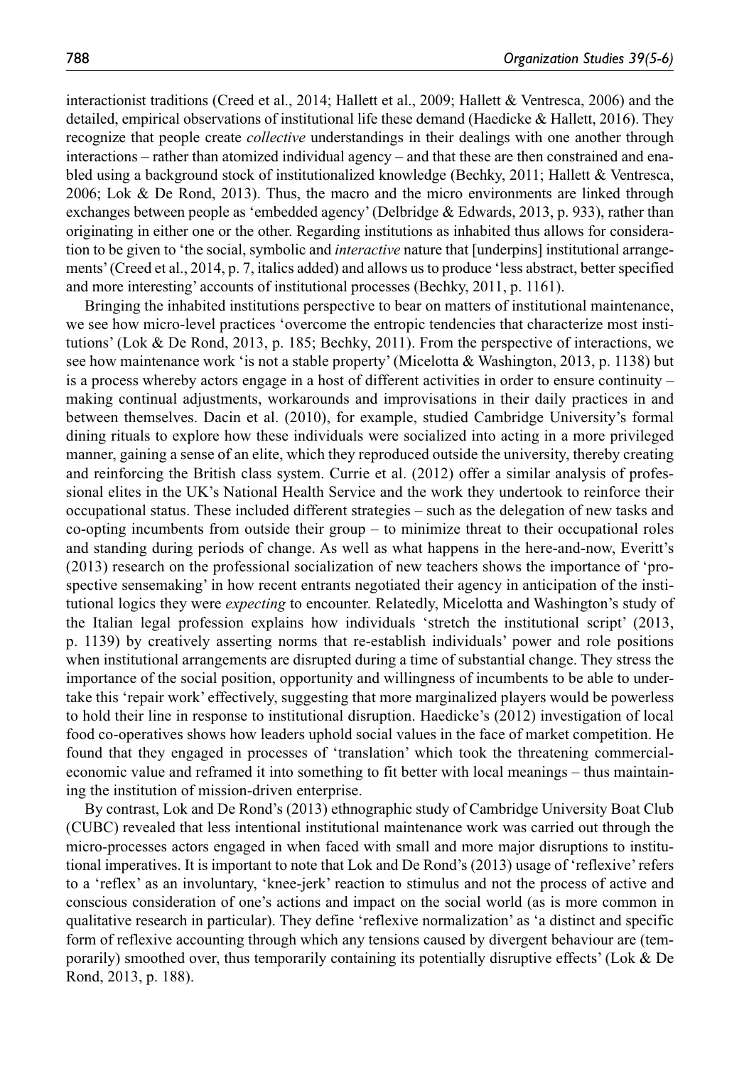interactionist traditions (Creed et al., 2014; Hallett et al., 2009; Hallett & Ventresca, 2006) and the detailed, empirical observations of institutional life these demand (Haedicke & Hallett, 2016). They recognize that people create *collective* understandings in their dealings with one another through interactions – rather than atomized individual agency – and that these are then constrained and enabled using a background stock of institutionalized knowledge (Bechky, 2011; Hallett & Ventresca, 2006; Lok & De Rond, 2013). Thus, the macro and the micro environments are linked through exchanges between people as 'embedded agency' (Delbridge & Edwards, 2013, p. 933), rather than originating in either one or the other. Regarding institutions as inhabited thus allows for consideration to be given to 'the social, symbolic and *interactive* nature that [underpins] institutional arrangements' (Creed et al., 2014, p. 7, italics added) and allows us to produce 'less abstract, better specified and more interesting' accounts of institutional processes (Bechky, 2011, p. 1161).

Bringing the inhabited institutions perspective to bear on matters of institutional maintenance, we see how micro-level practices 'overcome the entropic tendencies that characterize most institutions' (Lok & De Rond, 2013, p. 185; Bechky, 2011). From the perspective of interactions, we see how maintenance work 'is not a stable property' (Micelotta & Washington, 2013, p. 1138) but is a process whereby actors engage in a host of different activities in order to ensure continuity – making continual adjustments, workarounds and improvisations in their daily practices in and between themselves. Dacin et al. (2010), for example, studied Cambridge University's formal dining rituals to explore how these individuals were socialized into acting in a more privileged manner, gaining a sense of an elite, which they reproduced outside the university, thereby creating and reinforcing the British class system. Currie et al. (2012) offer a similar analysis of professional elites in the UK's National Health Service and the work they undertook to reinforce their occupational status. These included different strategies – such as the delegation of new tasks and co-opting incumbents from outside their group – to minimize threat to their occupational roles and standing during periods of change. As well as what happens in the here-and-now, Everitt's (2013) research on the professional socialization of new teachers shows the importance of 'prospective sensemaking' in how recent entrants negotiated their agency in anticipation of the institutional logics they were *expecting* to encounter. Relatedly, Micelotta and Washington's study of the Italian legal profession explains how individuals 'stretch the institutional script' (2013, p. 1139) by creatively asserting norms that re-establish individuals' power and role positions when institutional arrangements are disrupted during a time of substantial change. They stress the importance of the social position, opportunity and willingness of incumbents to be able to undertake this 'repair work' effectively, suggesting that more marginalized players would be powerless to hold their line in response to institutional disruption. Haedicke's (2012) investigation of local food co-operatives shows how leaders uphold social values in the face of market competition. He found that they engaged in processes of 'translation' which took the threatening commercial-economic value and reframed it into something to fit better with local meanings – thus maintaining the institution of mission-driven enterprise.

By contrast, Lok and De Rond's (2013) ethnographic study of Cambridge University Boat Club (CUBC) revealed that less intentional institutional maintenance work was carried out through the micro-processes actors engaged in when faced with small and more major disruptions to institutional imperatives. It is important to note that Lok and De Rond's (2013) usage of 'reflexive' refers to a 'reflex' as an involuntary, 'knee-jerk' reaction to stimulus and not the process of active and conscious consideration of one's actions and impact on the social world (as is more common in qualitative research in particular). They define 'reflexive normalization' as 'a distinct and specific form of reflexive accounting through which any tensions caused by divergent behaviour are (temporarily) smoothed over, thus temporarily containing its potentially disruptive effects' (Lok & De Rond, 2013, p. 188).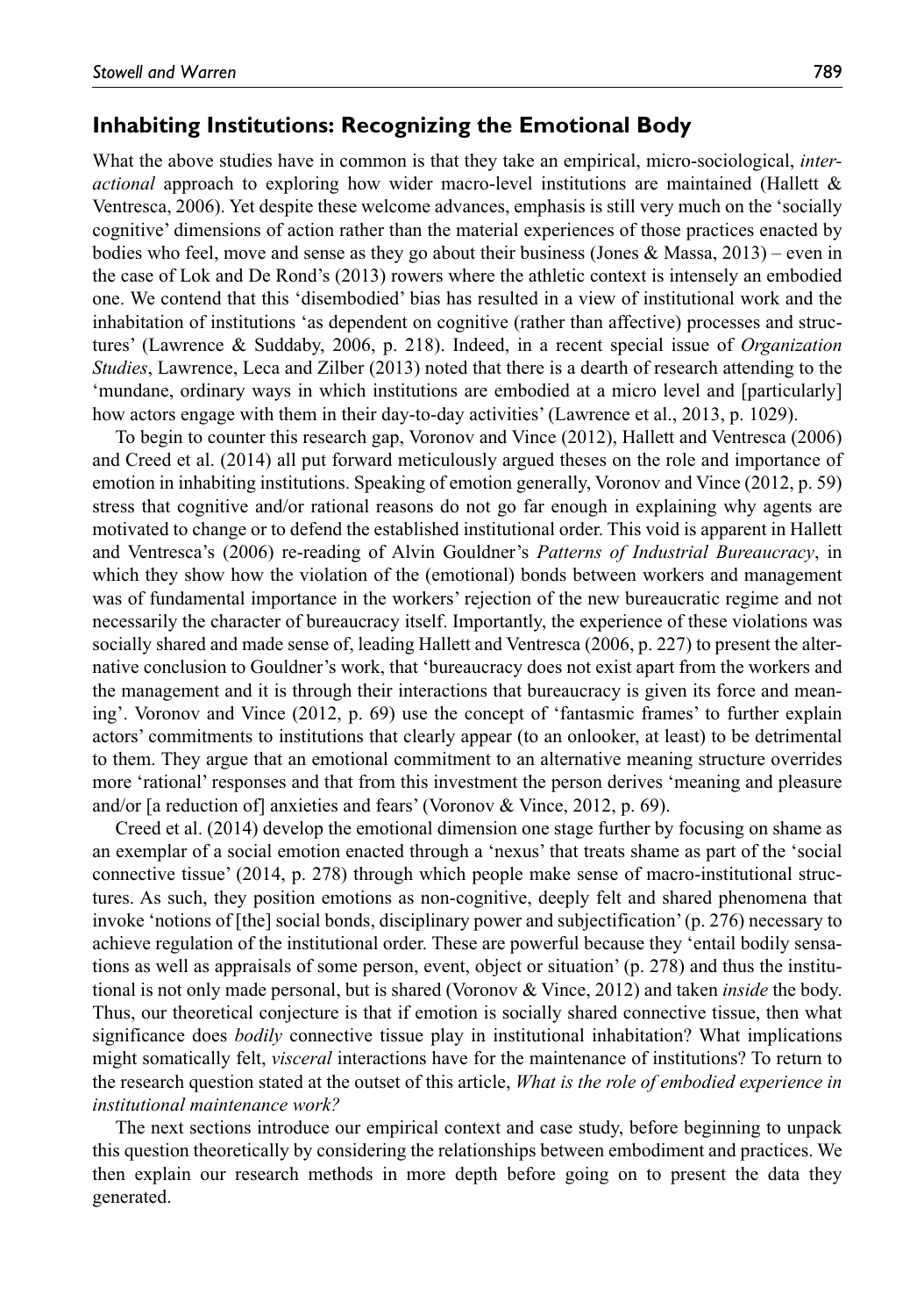## Inhabiting Institutions: Recognizing the Emotional Body

What the above studies have in common is that they take an empirical, micro-sociological, *interactional* approach to exploring how wider macro-level institutions are maintained (Hallett & Ventresca, 2006). Yet despite these welcome advances, emphasis is still very much on the 'socially cognitive' dimensions of action rather than the material experiences of those practices enacted by bodies who feel, move and sense as they go about their business (Jones & Massa, 2013) – even in the case of Lok and De Rond's (2013) rowers where the athletic context is intensely an embodied one. We contend that this 'disembodied' bias has resulted in a view of institutional work and the inhabitation of institutions 'as dependent on cognitive (rather than affective) processes and structures' (Lawrence & Suddaby, 2006, p. 218). Indeed, in a recent special issue of *Organization Studies*, Lawrence, Leca and Zilber (2013) noted that there is a dearth of research attending to the 'mundane, ordinary ways in which institutions are embodied at a micro level and [particularly] how actors engage with them in their day-to-day activities' (Lawrence et al., 2013, p. 1029).

To begin to counter this research gap, Voronov and Vince (2012), Hallett and Ventresca (2006) and Creed et al. (2014) all put forward meticulously argued theses on the role and importance of emotion in inhabiting institutions. Speaking of emotion generally, Voronov and Vince (2012, p. 59) stress that cognitive and/or rational reasons do not go far enough in explaining why agents are motivated to change or to defend the established institutional order. This void is apparent in Hallett and Ventresca's (2006) re-reading of Alvin Gouldner's *Patterns of Industrial Bureaucracy*, in which they show how the violation of the (emotional) bonds between workers and management was of fundamental importance in the workers' rejection of the new bureaucratic regime and not necessarily the character of bureaucracy itself. Importantly, the experience of these violations was socially shared and made sense of, leading Hallett and Ventresca (2006, p. 227) to present the alternative conclusion to Gouldner's work, that 'bureaucracy does not exist apart from the workers and the management and it is through their interactions that bureaucracy is given its force and meaning'. Voronov and Vince (2012, p. 69) use the concept of 'fantasmic frames' to further explain actors' commitments to institutions that clearly appear (to an onlooker, at least) to be detrimental to them. They argue that an emotional commitment to an alternative meaning structure overrides more 'rational' responses and that from this investment the person derives 'meaning and pleasure and/or [a reduction of] anxieties and fears' (Voronov & Vince, 2012, p. 69).

Creed et al. (2014) develop the emotional dimension one stage further by focusing on shame as an exemplar of a social emotion enacted through a 'nexus' that treats shame as part of the 'social connective tissue' (2014, p. 278) through which people make sense of macro-institutional structures. As such, they position emotions as non-cognitive, deeply felt and shared phenomena that invoke 'notions of [the] social bonds, disciplinary power and subjectification' (p. 276) necessary to achieve regulation of the institutional order. These are powerful because they 'entail bodily sensations as well as appraisals of some person, event, object or situation' (p. 278) and thus the institutional is not only made personal, but is shared (Voronov & Vince, 2012) and taken *inside* the body. Thus, our theoretical conjecture is that if emotion is socially shared connective tissue, then what significance does *bodily* connective tissue play in institutional inhabitation? What implications might somatically felt, *visceral* interactions have for the maintenance of institutions? To return to the research question stated at the outset of this article, *What is the role of embodied experience in institutional maintenance work?*

The next sections introduce our empirical context and case study, before beginning to unpack this question theoretically by considering the relationships between embodiment and practices. We then explain our research methods in more depth before going on to present the data they generated.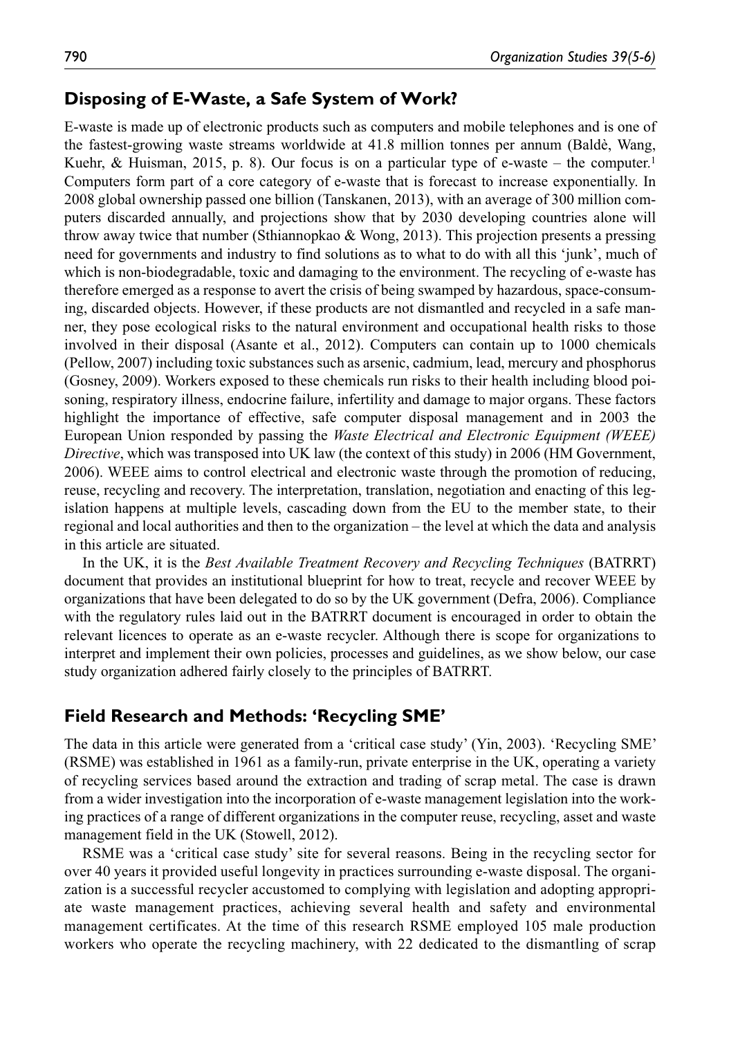## Disposing of E-Waste, a Safe System of Work?

E-waste is made up of electronic products such as computers and mobile telephones and is one of the fastest-growing waste streams worldwide at 41.8 million tonnes per annum (Baldè, Wang, Kuehr, & Huisman, 2015, p. 8). Our focus is on a particular type of e-waste – the computer.[1] Computers form part of a core category of e-waste that is forecast to increase exponentially. In 2008 global ownership passed one billion (Tanskanen, 2013), with an average of 300 million computers discarded annually, and projections show that by 2030 developing countries alone will throw away twice that number (Sthiannopkao & Wong, 2013). This projection presents a pressing need for governments and industry to find solutions as to what to do with all this 'junk', much of which is non-biodegradable, toxic and damaging to the environment. The recycling of e-waste has therefore emerged as a response to avert the crisis of being swamped by hazardous, space-consuming, discarded objects. However, if these products are not dismantled and recycled in a safe manner, they pose ecological risks to the natural environment and occupational health risks to those involved in their disposal (Asante et al., 2012). Computers can contain up to 1000 chemicals (Pellow, 2007) including toxic substances such as arsenic, cadmium, lead, mercury and phosphorus (Gosney, 2009). Workers exposed to these chemicals run risks to their health including blood poisoning, respiratory illness, endocrine failure, infertility and damage to major organs. These factors highlight the importance of effective, safe computer disposal management and in 2003 the European Union responded by passing the *Waste Electrical and Electronic Equipment (WEEE) Directive*, which was transposed into UK law (the context of this study) in 2006 (HM Government, 2006). WEEE aims to control electrical and electronic waste through the promotion of reducing, reuse, recycling and recovery. The interpretation, translation, negotiation and enacting of this legislation happens at multiple levels, cascading down from the EU to the member state, to their regional and local authorities and then to the organization – the level at which the data and analysis in this article are situated.

In the UK, it is the *Best Available Treatment Recovery and Recycling Techniques* (BATRRT) document that provides an institutional blueprint for how to treat, recycle and recover WEEE by organizations that have been delegated to do so by the UK government (Defra, 2006). Compliance with the regulatory rules laid out in the BATRRT document is encouraged in order to obtain the relevant licences to operate as an e-waste recycler. Although there is scope for organizations to interpret and implement their own policies, processes and guidelines, as we show below, our case study organization adhered fairly closely to the principles of BATRRT.

## Field Research and Methods: 'Recycling SME'

The data in this article were generated from a 'critical case study' (Yin, 2003). 'Recycling SME' (RSME) was established in 1961 as a family-run, private enterprise in the UK, operating a variety of recycling services based around the extraction and trading of scrap metal. The case is drawn from a wider investigation into the incorporation of e-waste management legislation into the working practices of a range of different organizations in the computer reuse, recycling, asset and waste management field in the UK (Stowell, 2012).

RSME was a 'critical case study' site for several reasons. Being in the recycling sector for over 40 years it provided useful longevity in practices surrounding e-waste disposal. The organization is a successful recycler accustomed to complying with legislation and adopting appropriate waste management practices, achieving several health and safety and environmental management certificates. At the time of this research RSME employed 105 male production workers who operate the recycling machinery, with 22 dedicated to the dismantling of scrap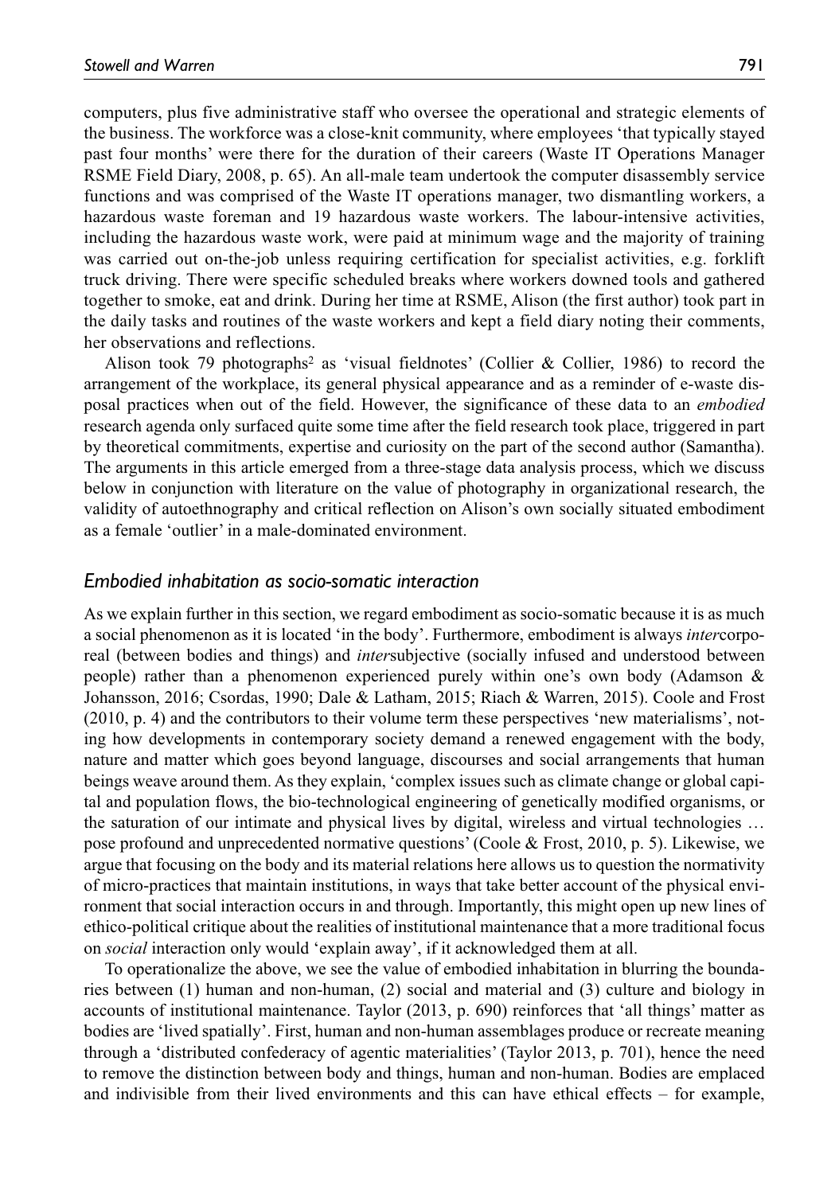computers, plus five administrative staff who oversee the operational and strategic elements of the business. The workforce was a close-knit community, where employees 'that typically stayed past four months' were there for the duration of their careers (Waste IT Operations Manager RSME Field Diary, 2008, p. 65). An all-male team undertook the computer disassembly service functions and was comprised of the Waste IT operations manager, two dismantling workers, a hazardous waste foreman and 19 hazardous waste workers. The labour-intensive activities, including the hazardous waste work, were paid at minimum wage and the majority of training was carried out on-the-job unless requiring certification for specialist activities, e.g. forklift truck driving. There were specific scheduled breaks where workers downed tools and gathered together to smoke, eat and drink. During her time at RSME, Alison (the first author) took part in the daily tasks and routines of the waste workers and kept a field diary noting their comments, her observations and reflections.

Alison took 79 photographs[2] as 'visual fieldnotes' (Collier & Collier, 1986) to record the arrangement of the workplace, its general physical appearance and as a reminder of e-waste disposal practices when out of the field. However, the significance of these data to an *embodied* research agenda only surfaced quite some time after the field research took place, triggered in part by theoretical commitments, expertise and curiosity on the part of the second author (Samantha). The arguments in this article emerged from a three-stage data analysis process, which we discuss below in conjunction with literature on the value of photography in organizational research, the validity of autoethnography and critical reflection on Alison's own socially situated embodiment as a female 'outlier' in a male-dominated environment.

### *Embodied inhabitation as socio-somatic interaction*

As we explain further in this section, we regard embodiment as socio-somatic because it is as much a social phenomenon as it is located 'in the body'. Furthermore, embodiment is always *inter*corporeal (between bodies and things) and *inter*subjective (socially infused and understood between people) rather than a phenomenon experienced purely within one's own body (Adamson & Johansson, 2016; Csordas, 1990; Dale & Latham, 2015; Riach & Warren, 2015). Coole and Frost (2010, p. 4) and the contributors to their volume term these perspectives 'new materialisms', noting how developments in contemporary society demand a renewed engagement with the body, nature and matter which goes beyond language, discourses and social arrangements that human beings weave around them. As they explain, 'complex issues such as climate change or global capital and population flows, the bio-technological engineering of genetically modified organisms, or the saturation of our intimate and physical lives by digital, wireless and virtual technologies … pose profound and unprecedented normative questions' (Coole & Frost, 2010, p. 5). Likewise, we argue that focusing on the body and its material relations here allows us to question the normativity of micro-practices that maintain institutions, in ways that take better account of the physical environment that social interaction occurs in and through. Importantly, this might open up new lines of ethico-political critique about the realities of institutional maintenance that a more traditional focus on *social* interaction only would 'explain away', if it acknowledged them at all.

To operationalize the above, we see the value of embodied inhabitation in blurring the boundaries between (1) human and non-human, (2) social and material and (3) culture and biology in accounts of institutional maintenance. Taylor (2013, p. 690) reinforces that 'all things' matter as bodies are 'lived spatially'. First, human and non-human assemblages produce or recreate meaning through a 'distributed confederacy of agentic materialities' (Taylor 2013, p. 701), hence the need to remove the distinction between body and things, human and non-human. Bodies are emplaced and indivisible from their lived environments and this can have ethical effects – for example,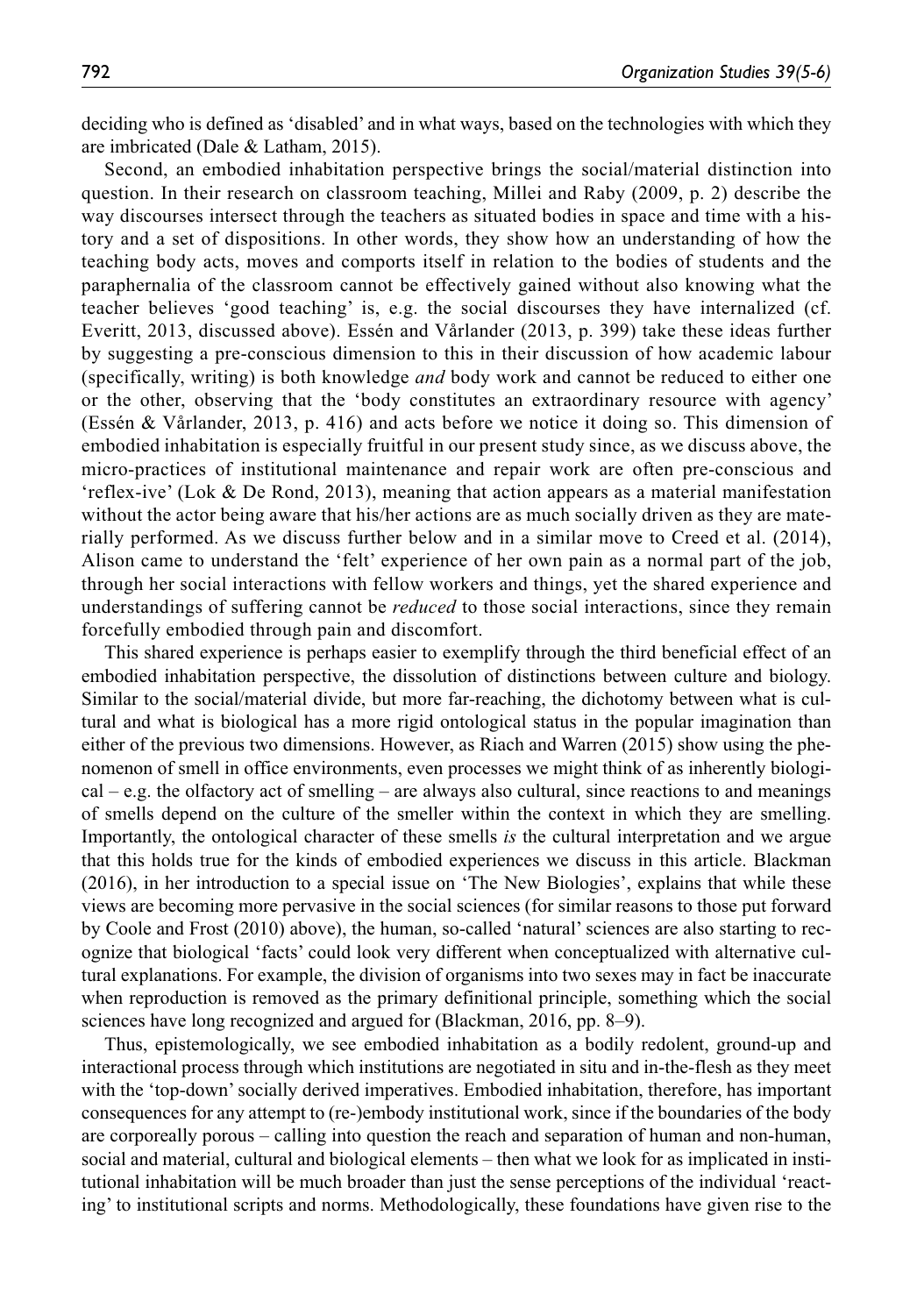deciding who is defined as 'disabled' and in what ways, based on the technologies with which they are imbricated (Dale & Latham, 2015).

Second, an embodied inhabitation perspective brings the social/material distinction into question. In their research on classroom teaching, Millei and Raby (2009, p. 2) describe the way discourses intersect through the teachers as situated bodies in space and time with a history and a set of dispositions. In other words, they show how an understanding of how the teaching body acts, moves and comports itself in relation to the bodies of students and the paraphernalia of the classroom cannot be effectively gained without also knowing what the teacher believes 'good teaching' is, e.g. the social discourses they have internalized (cf. Everitt, 2013, discussed above). Essén and Vårlander (2013, p. 399) take these ideas further by suggesting a pre-conscious dimension to this in their discussion of how academic labour (specifically, writing) is both knowledge *and* body work and cannot be reduced to either one or the other, observing that the 'body constitutes an extraordinary resource with agency' (Essén & Vårlander, 2013, p. 416) and acts before we notice it doing so. This dimension of embodied inhabitation is especially fruitful in our present study since, as we discuss above, the micro-practices of institutional maintenance and repair work are often pre-conscious and 'reflex-ive' (Lok & De Rond, 2013), meaning that action appears as a material manifestation without the actor being aware that his/her actions are as much socially driven as they are materially performed. As we discuss further below and in a similar move to Creed et al. (2014), Alison came to understand the 'felt' experience of her own pain as a normal part of the job, through her social interactions with fellow workers and things, yet the shared experience and understandings of suffering cannot be *reduced* to those social interactions, since they remain forcefully embodied through pain and discomfort.

This shared experience is perhaps easier to exemplify through the third beneficial effect of an embodied inhabitation perspective, the dissolution of distinctions between culture and biology. Similar to the social/material divide, but more far-reaching, the dichotomy between what is cultural and what is biological has a more rigid ontological status in the popular imagination than either of the previous two dimensions. However, as Riach and Warren (2015) show using the phenomenon of smell in office environments, even processes we might think of as inherently biological – e.g. the olfactory act of smelling – are always also cultural, since reactions to and meanings of smells depend on the culture of the smeller within the context in which they are smelling. Importantly, the ontological character of these smells *is* the cultural interpretation and we argue that this holds true for the kinds of embodied experiences we discuss in this article. Blackman (2016), in her introduction to a special issue on 'The New Biologies', explains that while these views are becoming more pervasive in the social sciences (for similar reasons to those put forward by Coole and Frost (2010) above), the human, so-called 'natural' sciences are also starting to recognize that biological 'facts' could look very different when conceptualized with alternative cultural explanations. For example, the division of organisms into two sexes may in fact be inaccurate when reproduction is removed as the primary definitional principle, something which the social sciences have long recognized and argued for (Blackman, 2016, pp. 8–9).

Thus, epistemologically, we see embodied inhabitation as a bodily redolent, ground-up and interactional process through which institutions are negotiated in situ and in-the-flesh as they meet with the 'top-down' socially derived imperatives. Embodied inhabitation, therefore, has important consequences for any attempt to (re-)embody institutional work, since if the boundaries of the body are corporeally porous – calling into question the reach and separation of human and non-human, social and material, cultural and biological elements – then what we look for as implicated in institutional inhabitation will be much broader than just the sense perceptions of the individual 'reacting' to institutional scripts and norms. Methodologically, these foundations have given rise to the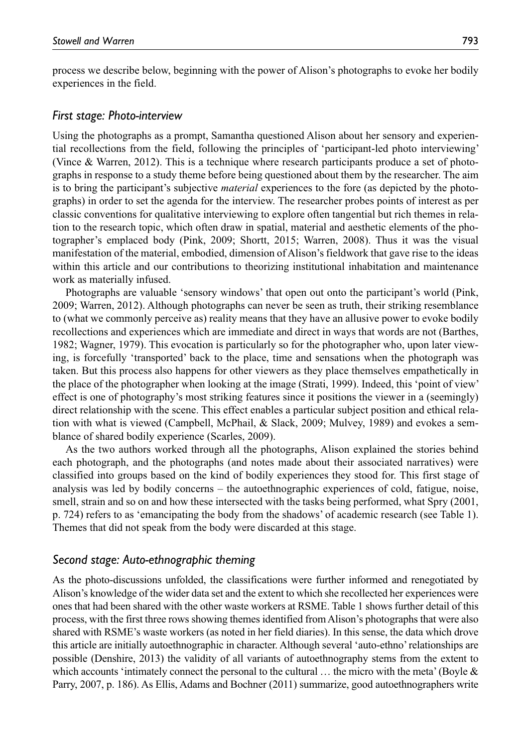process we describe below, beginning with the power of Alison's photographs to evoke her bodily experiences in the field.

### *First stage: Photo-interview*

Using the photographs as a prompt, Samantha questioned Alison about her sensory and experiential recollections from the field, following the principles of 'participant-led photo interviewing' (Vince & Warren, 2012). This is a technique where research participants produce a set of photographs in response to a study theme before being questioned about them by the researcher. The aim is to bring the participant's subjective *material* experiences to the fore (as depicted by the photographs) in order to set the agenda for the interview. The researcher probes points of interest as per classic conventions for qualitative interviewing to explore often tangential but rich themes in relation to the research topic, which often draw in spatial, material and aesthetic elements of the photographer's emplaced body (Pink, 2009; Shortt, 2015; Warren, 2008). Thus it was the visual manifestation of the material, embodied, dimension of Alison's fieldwork that gave rise to the ideas within this article and our contributions to theorizing institutional inhabitation and maintenance work as materially infused.

Photographs are valuable 'sensory windows' that open out onto the participant's world (Pink, 2009; Warren, 2012). Although photographs can never be seen as truth, their striking resemblance to (what we commonly perceive as) reality means that they have an allusive power to evoke bodily recollections and experiences which are immediate and direct in ways that words are not (Barthes, 1982; Wagner, 1979). This evocation is particularly so for the photographer who, upon later viewing, is forcefully 'transported' back to the place, time and sensations when the photograph was taken. But this process also happens for other viewers as they place themselves empathetically in the place of the photographer when looking at the image (Strati, 1999). Indeed, this 'point of view' effect is one of photography's most striking features since it positions the viewer in a (seemingly) direct relationship with the scene. This effect enables a particular subject position and ethical relation with what is viewed (Campbell, McPhail, & Slack, 2009; Mulvey, 1989) and evokes a semblance of shared bodily experience (Scarles, 2009).

As the two authors worked through all the photographs, Alison explained the stories behind each photograph, and the photographs (and notes made about their associated narratives) were classified into groups based on the kind of bodily experiences they stood for. This first stage of analysis was led by bodily concerns – the autoethnographic experiences of cold, fatigue, noise, smell, strain and so on and how these intersected with the tasks being performed, what Spry (2001, p. 724) refers to as 'emancipating the body from the shadows' of academic research (see Table 1). Themes that did not speak from the body were discarded at this stage.

### *Second stage: Auto-ethnographic theming*

As the photo-discussions unfolded, the classifications were further informed and renegotiated by Alison's knowledge of the wider data set and the extent to which she recollected her experiences were ones that had been shared with the other waste workers at RSME. Table 1 shows further detail of this process, with the first three rows showing themes identified from Alison's photographs that were also shared with RSME's waste workers (as noted in her field diaries). In this sense, the data which drove this article are initially autoethnographic in character. Although several 'auto-ethno' relationships are possible (Denshire, 2013) the validity of all variants of autoethnography stems from the extent to which accounts 'intimately connect the personal to the cultural … the micro with the meta' (Boyle & Parry, 2007, p. 186). As Ellis, Adams and Bochner (2011) summarize, good autoethnographers write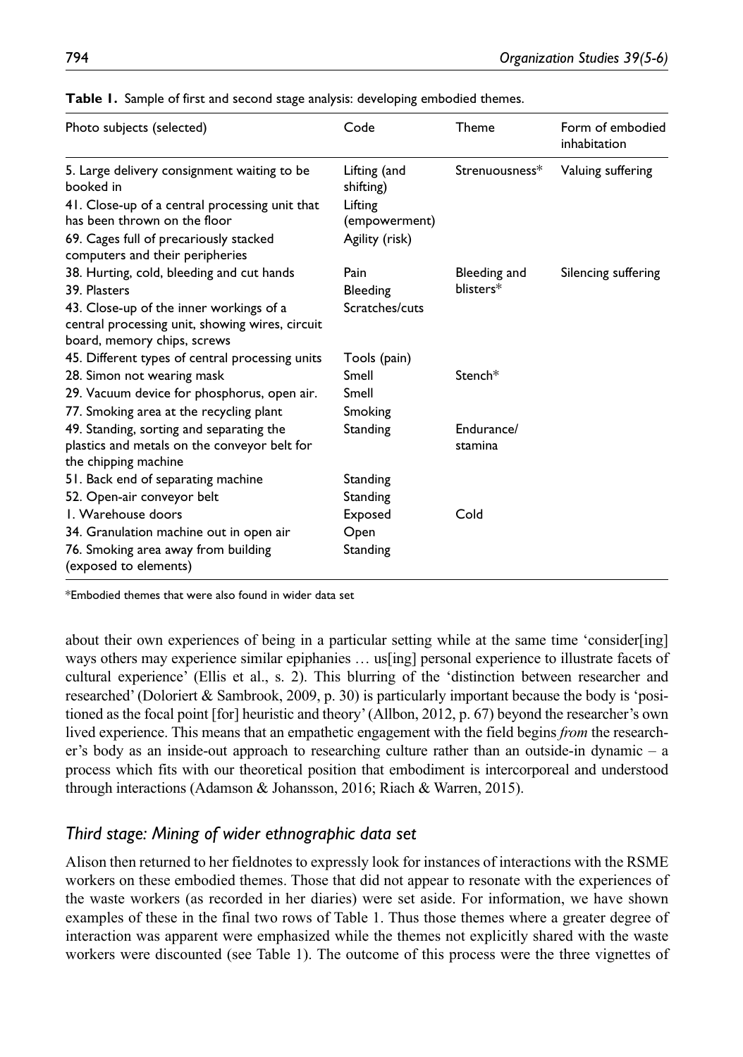**Table 1.** Sample of first and second stage analysis: developing embodied themes.

| Photo subjects (selected) | Code | Theme | Form of embodied inhabitation |
|---|---|---|---|
| 5. Large delivery consignment waiting to be booked in | Lifting (and shifting) | Strenuousness* | Valuing suffering |
| 41. Close-up of a central processing unit that has been thrown on the floor | Lifting (empowerment) | | |
| 69. Cages full of precariously stacked computers and their peripheries | Agility (risk) | | |
| 38. Hurting, cold, bleeding and cut hands | Pain | Bleeding and blisters* | Silencing suffering |
| 39. Plasters | Bleeding | | |
| 43. Close-up of the inner workings of a central processing unit, showing wires, circuit board, memory chips, screws | Scratches/cuts | | |
| 45. Different types of central processing units | Tools (pain) | | |
| 28. Simon not wearing mask | Smell | Stench* | |
| 29. Vacuum device for phosphorus, open air. | Smell | | |
| 77. Smoking area at the recycling plant | Smoking | | |
| 49. Standing, sorting and separating the plastics and metals on the conveyor belt for the chipping machine | Standing | Endurance/stamina | |
| 51. Back end of separating machine | Standing | | |
| 52. Open-air conveyor belt | Standing | | |
| 1. Warehouse doors | Exposed | Cold | |
| 34. Granulation machine out in open air | Open | | |
| 76. Smoking area away from building (exposed to elements) | Standing | | |

*Embodied themes that were also found in wider data set

about their own experiences of being in a particular setting while at the same time 'consider[ing] ways others may experience similar epiphanies … us[ing] personal experience to illustrate facets of cultural experience' (Ellis et al., s. 2). This blurring of the 'distinction between researcher and researched' (Doloriert & Sambrook, 2009, p. 30) is particularly important because the body is 'positioned as the focal point [for] heuristic and theory' (Allbon, 2012, p. 67) beyond the researcher's own lived experience. This means that an empathetic engagement with the field begins *from* the researcher's body as an inside-out approach to researching culture rather than an outside-in dynamic – a process which fits with our theoretical position that embodiment is intercorporeal and understood through interactions (Adamson & Johansson, 2016; Riach & Warren, 2015).

### *Third stage: Mining of wider ethnographic data set*

Alison then returned to her fieldnotes to expressly look for instances of interactions with the RSME workers on these embodied themes. Those that did not appear to resonate with the experiences of the waste workers (as recorded in her diaries) were set aside. For information, we have shown examples of these in the final two rows of Table 1. Thus those themes where a greater degree of interaction was apparent were emphasized while the themes not explicitly shared with the waste workers were discounted (see Table 1). The outcome of this process were the three vignettes of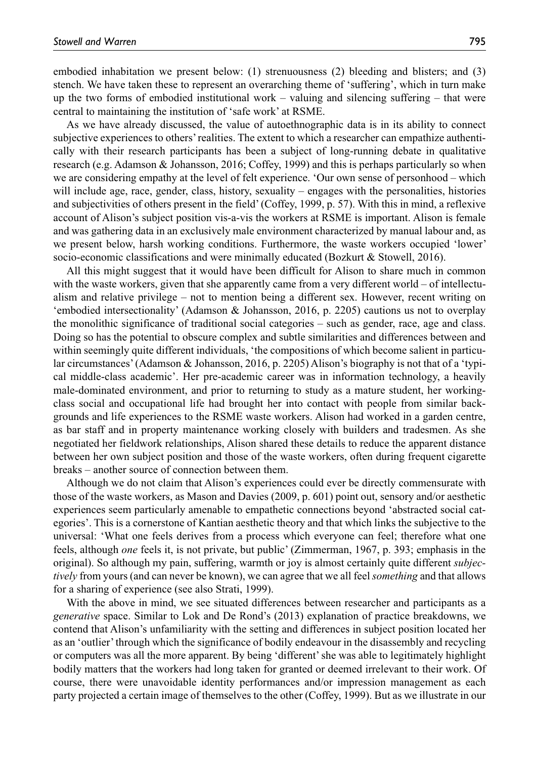embodied inhabitation we present below: (1) strenuousness (2) bleeding and blisters; and (3) stench. We have taken these to represent an overarching theme of 'suffering', which in turn make up the two forms of embodied institutional work – valuing and silencing suffering – that were central to maintaining the institution of 'safe work' at RSME.

As we have already discussed, the value of autoethnographic data is in its ability to connect subjective experiences to others' realities. The extent to which a researcher can empathize authentically with their research participants has been a subject of long-running debate in qualitative research (e.g. Adamson & Johansson, 2016; Coffey, 1999) and this is perhaps particularly so when we are considering empathy at the level of felt experience. 'Our own sense of personhood – which will include age, race, gender, class, history, sexuality – engages with the personalities, histories and subjectivities of others present in the field' (Coffey, 1999, p. 57). With this in mind, a reflexive account of Alison's subject position vis-a-vis the workers at RSME is important. Alison is female and was gathering data in an exclusively male environment characterized by manual labour and, as we present below, harsh working conditions. Furthermore, the waste workers occupied 'lower' socio-economic classifications and were minimally educated (Bozkurt & Stowell, 2016).

All this might suggest that it would have been difficult for Alison to share much in common with the waste workers, given that she apparently came from a very different world – of intellectualism and relative privilege – not to mention being a different sex. However, recent writing on 'embodied intersectionality' (Adamson & Johansson, 2016, p. 2205) cautions us not to overplay the monolithic significance of traditional social categories – such as gender, race, age and class. Doing so has the potential to obscure complex and subtle similarities and differences between and within seemingly quite different individuals, 'the compositions of which become salient in particular circumstances' (Adamson & Johansson, 2016, p. 2205) Alison's biography is not that of a 'typical middle-class academic'. Her pre-academic career was in information technology, a heavily male-dominated environment, and prior to returning to study as a mature student, her working-class social and occupational life had brought her into contact with people from similar backgrounds and life experiences to the RSME waste workers. Alison had worked in a garden centre, as bar staff and in property maintenance working closely with builders and tradesmen. As she negotiated her fieldwork relationships, Alison shared these details to reduce the apparent distance between her own subject position and those of the waste workers, often during frequent cigarette breaks – another source of connection between them.

Although we do not claim that Alison's experiences could ever be directly commensurate with those of the waste workers, as Mason and Davies (2009, p. 601) point out, sensory and/or aesthetic experiences seem particularly amenable to empathetic connections beyond 'abstracted social categories'. This is a cornerstone of Kantian aesthetic theory and that which links the subjective to the universal: 'What one feels derives from a process which everyone can feel; therefore what one feels, although *one* feels it, is not private, but public' (Zimmerman, 1967, p. 393; emphasis in the original). So although my pain, suffering, warmth or joy is almost certainly quite different *subjectively* from yours (and can never be known), we can agree that we all feel *something* and that allows for a sharing of experience (see also Strati, 1999).

With the above in mind, we see situated differences between researcher and participants as a *generative* space. Similar to Lok and De Rond's (2013) explanation of practice breakdowns, we contend that Alison's unfamiliarity with the setting and differences in subject position located her as an 'outlier' through which the significance of bodily endeavour in the disassembly and recycling or computers was all the more apparent. By being 'different' she was able to legitimately highlight bodily matters that the workers had long taken for granted or deemed irrelevant to their work. Of course, there were unavoidable identity performances and/or impression management as each party projected a certain image of themselves to the other (Coffey, 1999). But as we illustrate in our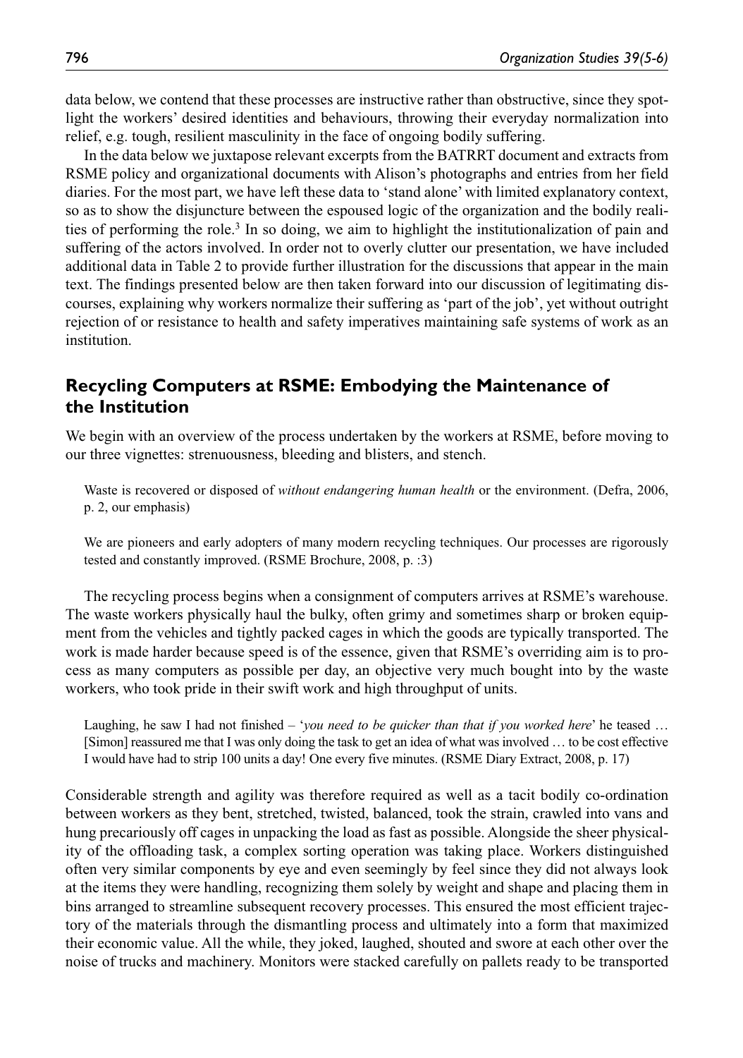data below, we contend that these processes are instructive rather than obstructive, since they spotlight the workers' desired identities and behaviours, throwing their everyday normalization into relief, e.g. tough, resilient masculinity in the face of ongoing bodily suffering.

In the data below we juxtapose relevant excerpts from the BATRRT document and extracts from RSME policy and organizational documents with Alison's photographs and entries from her field diaries. For the most part, we have left these data to 'stand alone' with limited explanatory context, so as to show the disjuncture between the espoused logic of the organization and the bodily realities of performing the role.[3] In so doing, we aim to highlight the institutionalization of pain and suffering of the actors involved. In order not to overly clutter our presentation, we have included additional data in Table 2 to provide further illustration for the discussions that appear in the main text. The findings presented below are then taken forward into our discussion of legitimating discourses, explaining why workers normalize their suffering as 'part of the job', yet without outright rejection of or resistance to health and safety imperatives maintaining safe systems of work as an institution.

## Recycling Computers at RSME: Embodying the Maintenance of the Institution

We begin with an overview of the process undertaken by the workers at RSME, before moving to our three vignettes: strenuousness, bleeding and blisters, and stench.

> Waste is recovered or disposed of *without endangering human health* or the environment. (Defra, 2006, p. 2, our emphasis)

> We are pioneers and early adopters of many modern recycling techniques. Our processes are rigorously tested and constantly improved. (RSME Brochure, 2008, p. :3)

The recycling process begins when a consignment of computers arrives at RSME's warehouse. The waste workers physically haul the bulky, often grimy and sometimes sharp or broken equipment from the vehicles and tightly packed cages in which the goods are typically transported. The work is made harder because speed is of the essence, given that RSME's overriding aim is to process as many computers as possible per day, an objective very much bought into by the waste workers, who took pride in their swift work and high throughput of units.

> Laughing, he saw I had not finished – '*you need to be quicker than that if you worked here*' he teased … [Simon] reassured me that I was only doing the task to get an idea of what was involved … to be cost effective I would have had to strip 100 units a day! One every five minutes. (RSME Diary Extract, 2008, p. 17)

Considerable strength and agility was therefore required as well as a tacit bodily co-ordination between workers as they bent, stretched, twisted, balanced, took the strain, crawled into vans and hung precariously off cages in unpacking the load as fast as possible. Alongside the sheer physicality of the offloading task, a complex sorting operation was taking place. Workers distinguished often very similar components by eye and even seemingly by feel since they did not always look at the items they were handling, recognizing them solely by weight and shape and placing them in bins arranged to streamline subsequent recovery processes. This ensured the most efficient trajectory of the materials through the dismantling process and ultimately into a form that maximized their economic value. All the while, they joked, laughed, shouted and swore at each other over the noise of trucks and machinery. Monitors were stacked carefully on pallets ready to be transported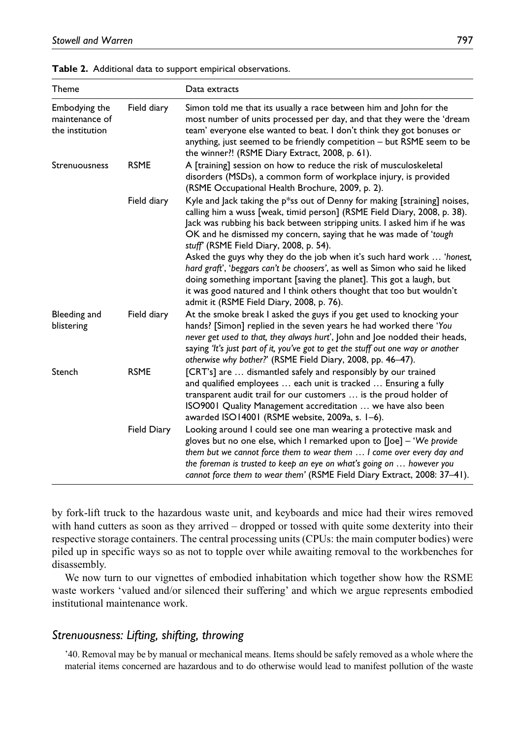**Table 2.** Additional data to support empirical observations.

| Theme | | Data extracts |
|---|---|---|
| Embodying the maintenance of the institution | Field diary | Simon told me that its usually a race between him and John for the most number of units processed per day, and that they were the 'dream team' everyone else wanted to beat. I don't think they got bonuses or anything, just seemed to be friendly competition – but RSME seem to be the winner?! (RSME Diary Extract, 2008, p. 61). |
| Strenuousness | RSME | A [training] session on how to reduce the risk of musculoskeletal disorders (MSDs), a common form of workplace injury, is provided (RSME Occupational Health Brochure, 2009, p. 2). |
| | Field diary | Kyle and Jack taking the p*ss out of Denny for making [straining] noises, calling him a wuss [weak, timid person] (RSME Field Diary, 2008, p. 38). Jack was rubbing his back between stripping units. I asked him if he was OK and he dismissed my concern, saying that he was made of '*tough stuff*' (RSME Field Diary, 2008, p. 54). Asked the guys why they do the job when it's such hard work … '*honest, hard graft*', '*beggars can't be choosers*', as well as Simon who said he liked doing something important [saving the planet]. This got a laugh, but it was good natured and I think others thought that too but wouldn't admit it (RSME Field Diary, 2008, p. 76). |
| Bleeding and blistering | Field diary | At the smoke break I asked the guys if you get used to knocking your hands? [Simon] replied in the seven years he had worked there '*You never get used to that, they always hurt*', John and Joe nodded their heads, saying *'It's just part of it, you've got to get the stuff out one way or another otherwise why bother?'* (RSME Field Diary, 2008, pp. 46–47). |
| Stench | RSME | [CRT's] are … dismantled safely and responsibly by our trained and qualified employees … each unit is tracked … Ensuring a fully transparent audit trail for our customers … is the proud holder of ISO9001 Quality Management accreditation … we have also been awarded ISO14001 (RSME website, 2009a, s. 1–6). |
| | Field Diary | Looking around I could see one man wearing a protective mask and gloves but no one else, which I remarked upon to [Joe] – '*We provide them but we cannot force them to wear them … I come over every day and the foreman is trusted to keep an eye on what's going on … however you cannot force them to wear them*' (RSME Field Diary Extract, 2008: 37–41). |

by fork-lift truck to the hazardous waste unit, and keyboards and mice had their wires removed with hand cutters as soon as they arrived – dropped or tossed with quite some dexterity into their respective storage containers. The central processing units (CPUs: the main computer bodies) were piled up in specific ways so as not to topple over while awaiting removal to the workbenches for disassembly.

We now turn to our vignettes of embodied inhabitation which together show how the RSME waste workers 'valued and/or silenced their suffering' and which we argue represents embodied institutional maintenance work.

## *Strenuousness: Lifting, shifting, throwing*

'40. Removal may be by manual or mechanical means. Items should be safely removed as a whole where the material items concerned are hazardous and to do otherwise would lead to manifest pollution of the waste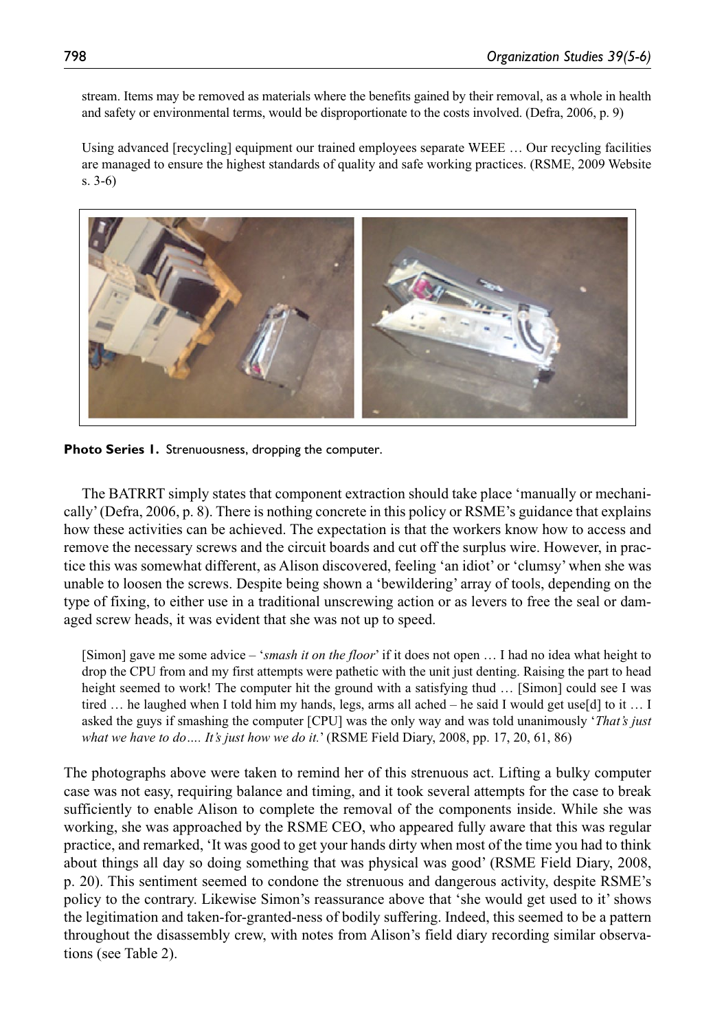stream. Items may be removed as materials where the benefits gained by their removal, as a whole in health and safety or environmental terms, would be disproportionate to the costs involved. (Defra, 2006, p. 9)

Using advanced [recycling] equipment our trained employees separate WEEE … Our recycling facilities are managed to ensure the highest standards of quality and safe working practices. (RSME, 2009 Website s. 3-6)

**Photo Series 1.** Strenuousness, dropping the computer.

The BATRRT simply states that component extraction should take place 'manually or mechanically' (Defra, 2006, p. 8). There is nothing concrete in this policy or RSME's guidance that explains how these activities can be achieved. The expectation is that the workers know how to access and remove the necessary screws and the circuit boards and cut off the surplus wire. However, in practice this was somewhat different, as Alison discovered, feeling 'an idiot' or 'clumsy' when she was unable to loosen the screws. Despite being shown a 'bewildering' array of tools, depending on the type of fixing, to either use in a traditional unscrewing action or as levers to free the seal or damaged screw heads, it was evident that she was not up to speed.

[Simon] gave me some advice – '*smash it on the floor*' if it does not open … I had no idea what height to drop the CPU from and my first attempts were pathetic with the unit just denting. Raising the part to head height seemed to work! The computer hit the ground with a satisfying thud … [Simon] could see I was tired … he laughed when I told him my hands, legs, arms all ached – he said I would get use[d] to it … I asked the guys if smashing the computer [CPU] was the only way and was told unanimously '*That's just what we have to do…. It's just how we do it.*' (RSME Field Diary, 2008, pp. 17, 20, 61, 86)

The photographs above were taken to remind her of this strenuous act. Lifting a bulky computer case was not easy, requiring balance and timing, and it took several attempts for the case to break sufficiently to enable Alison to complete the removal of the components inside. While she was working, she was approached by the RSME CEO, who appeared fully aware that this was regular practice, and remarked, 'It was good to get your hands dirty when most of the time you had to think about things all day so doing something that was physical was good' (RSME Field Diary, 2008, p. 20). This sentiment seemed to condone the strenuous and dangerous activity, despite RSME's policy to the contrary. Likewise Simon's reassurance above that 'she would get used to it' shows the legitimation and taken-for-granted-ness of bodily suffering. Indeed, this seemed to be a pattern throughout the disassembly crew, with notes from Alison's field diary recording similar observations (see Table 2).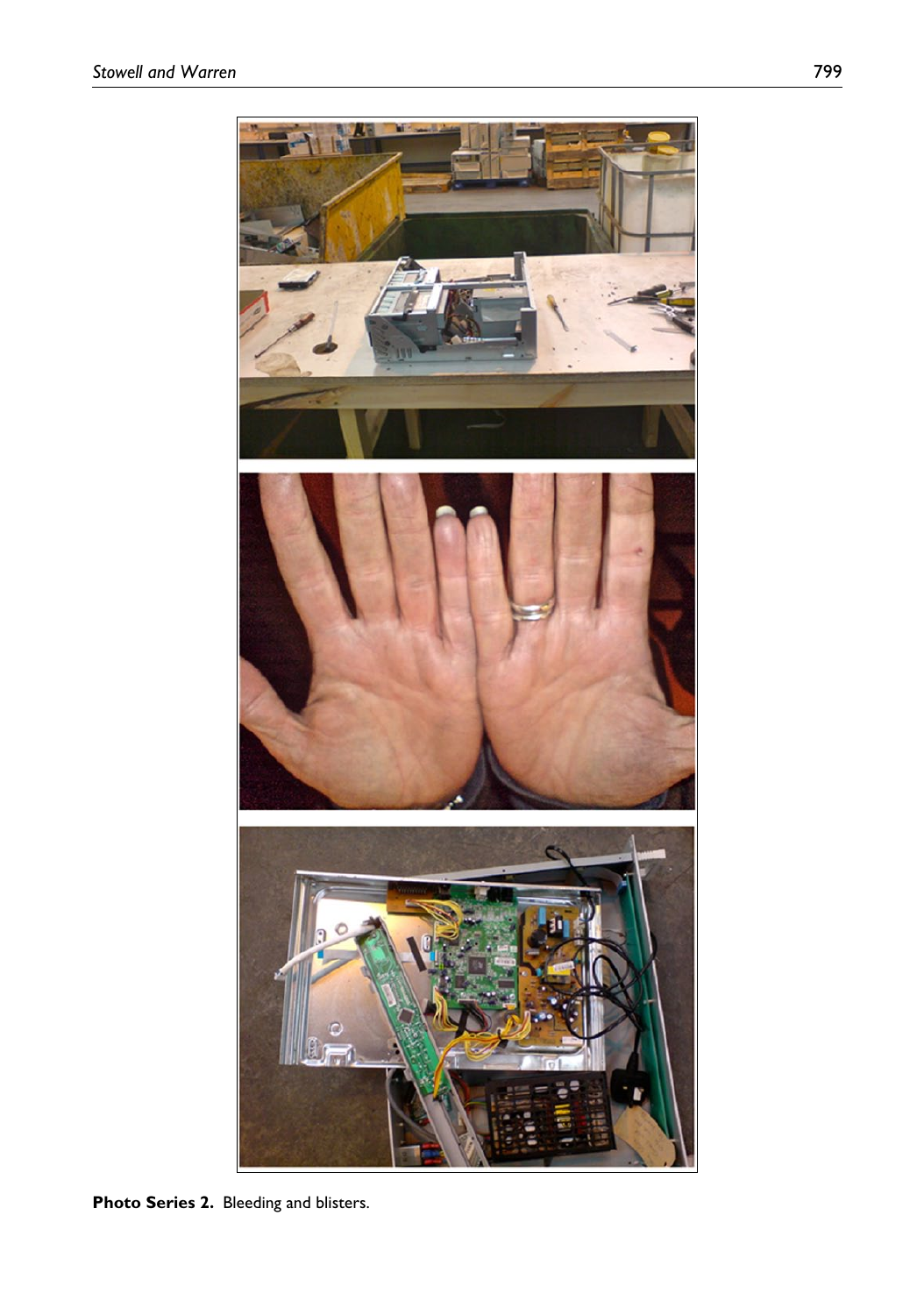**Photo Series 2.** Bleeding and blisters.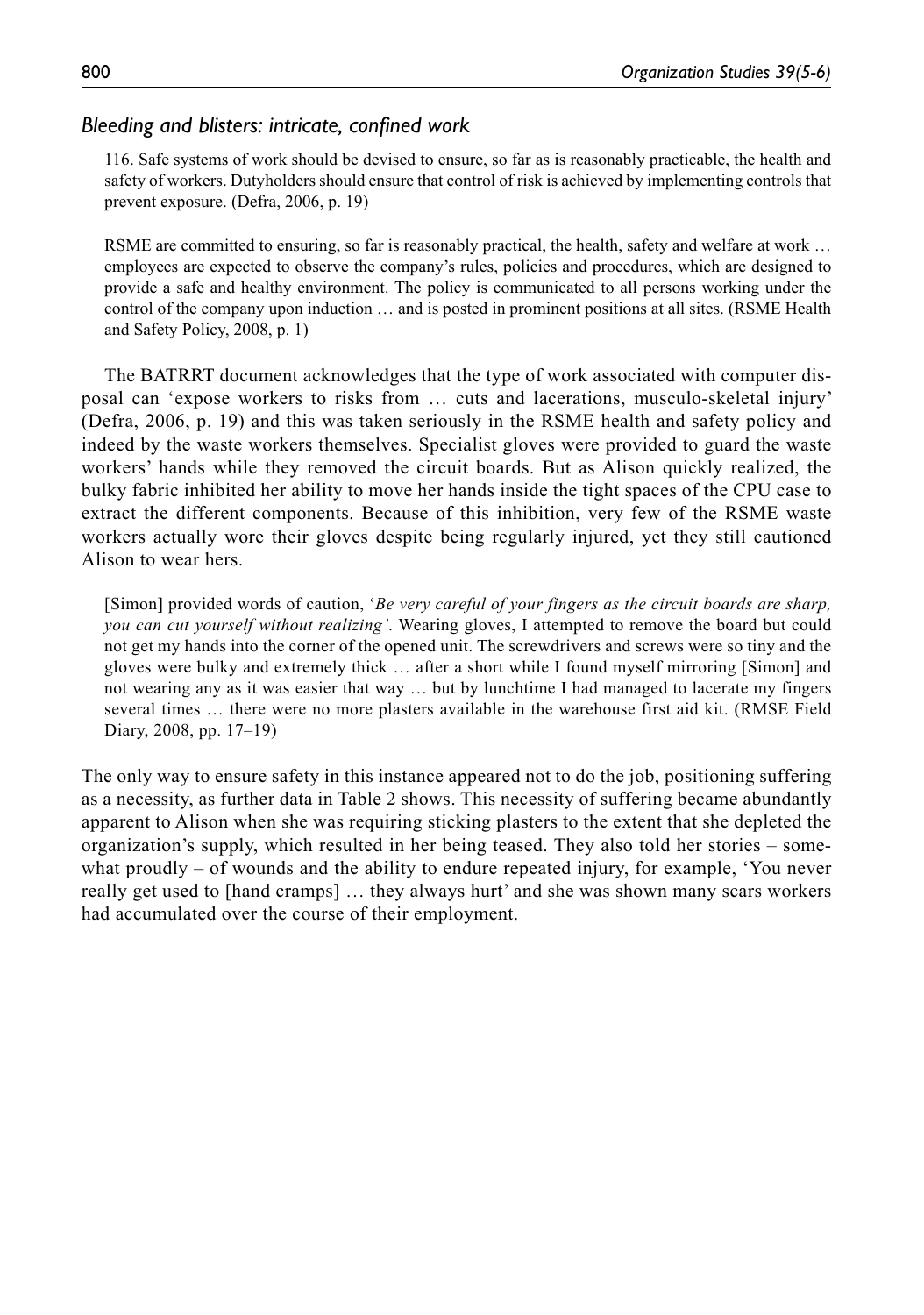### *Bleeding and blisters: intricate, confined work*

> 116. Safe systems of work should be devised to ensure, so far as is reasonably practicable, the health and safety of workers. Dutyholders should ensure that control of risk is achieved by implementing controls that prevent exposure. (Defra, 2006, p. 19)

> RSME are committed to ensuring, so far is reasonably practical, the health, safety and welfare at work … employees are expected to observe the company's rules, policies and procedures, which are designed to provide a safe and healthy environment. The policy is communicated to all persons working under the control of the company upon induction … and is posted in prominent positions at all sites. (RSME Health and Safety Policy, 2008, p. 1)

The BATRRT document acknowledges that the type of work associated with computer disposal can 'expose workers to risks from … cuts and lacerations, musculo-skeletal injury' (Defra, 2006, p. 19) and this was taken seriously in the RSME health and safety policy and indeed by the waste workers themselves. Specialist gloves were provided to guard the waste workers' hands while they removed the circuit boards. But as Alison quickly realized, the bulky fabric inhibited her ability to move her hands inside the tight spaces of the CPU case to extract the different components. Because of this inhibition, very few of the RSME waste workers actually wore their gloves despite being regularly injured, yet they still cautioned Alison to wear hers.

> [Simon] provided words of caution, '*Be very careful of your fingers as the circuit boards are sharp, you can cut yourself without realizing'*. Wearing gloves, I attempted to remove the board but could not get my hands into the corner of the opened unit. The screwdrivers and screws were so tiny and the gloves were bulky and extremely thick … after a short while I found myself mirroring [Simon] and not wearing any as it was easier that way … but by lunchtime I had managed to lacerate my fingers several times … there were no more plasters available in the warehouse first aid kit. (RMSE Field Diary, 2008, pp. 17–19)

The only way to ensure safety in this instance appeared not to do the job, positioning suffering as a necessity, as further data in Table 2 shows. This necessity of suffering became abundantly apparent to Alison when she was requiring sticking plasters to the extent that she depleted the organization's supply, which resulted in her being teased. They also told her stories – somewhat proudly – of wounds and the ability to endure repeated injury, for example, 'You never really get used to [hand cramps] … they always hurt' and she was shown many scars workers had accumulated over the course of their employment.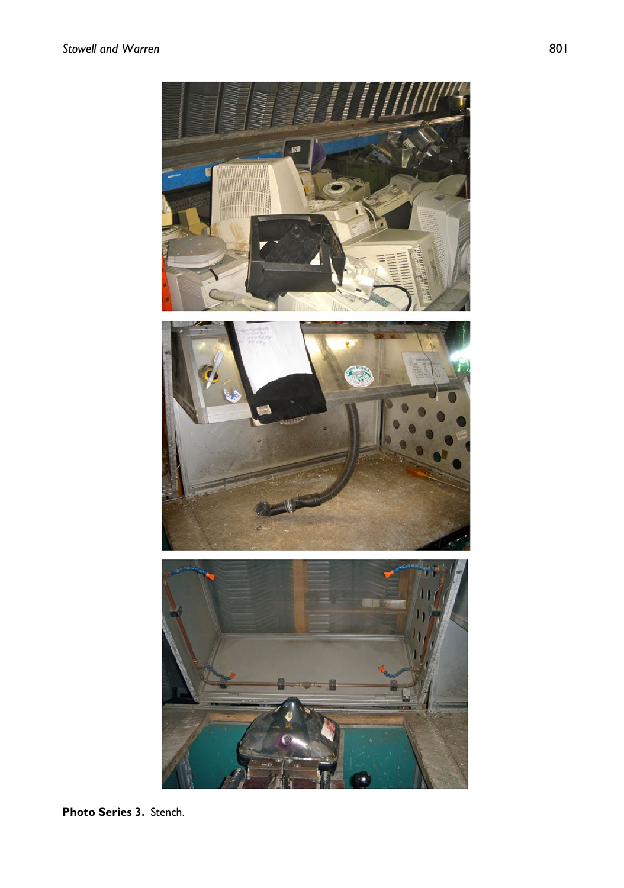**Photo Series 3.** Stench.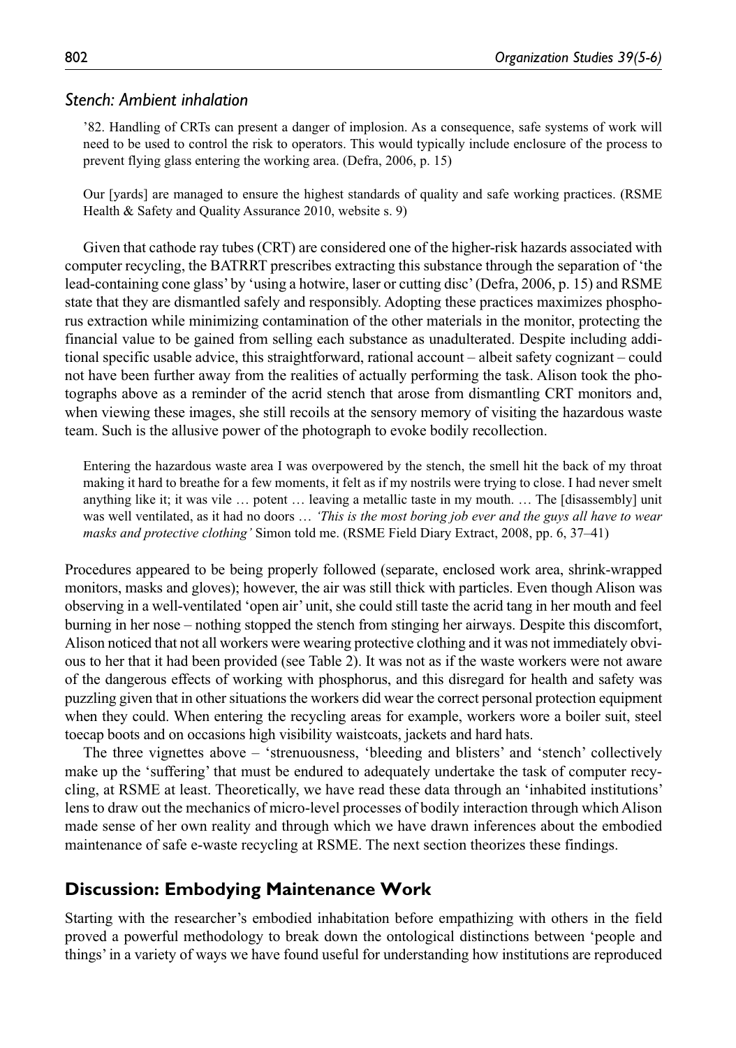### *Stench: Ambient inhalation*

> '82. Handling of CRTs can present a danger of implosion. As a consequence, safe systems of work will need to be used to control the risk to operators. This would typically include enclosure of the process to prevent flying glass entering the working area. (Defra, 2006, p. 15)

> Our [yards] are managed to ensure the highest standards of quality and safe working practices. (RSME Health & Safety and Quality Assurance 2010, website s. 9)

Given that cathode ray tubes (CRT) are considered one of the higher-risk hazards associated with computer recycling, the BATRRT prescribes extracting this substance through the separation of 'the lead-containing cone glass' by 'using a hotwire, laser or cutting disc' (Defra, 2006, p. 15) and RSME state that they are dismantled safely and responsibly. Adopting these practices maximizes phosphorus extraction while minimizing contamination of the other materials in the monitor, protecting the financial value to be gained from selling each substance as unadulterated. Despite including additional specific usable advice, this straightforward, rational account – albeit safety cognizant – could not have been further away from the realities of actually performing the task. Alison took the photographs above as a reminder of the acrid stench that arose from dismantling CRT monitors and, when viewing these images, she still recoils at the sensory memory of visiting the hazardous waste team. Such is the allusive power of the photograph to evoke bodily recollection.

> Entering the hazardous waste area I was overpowered by the stench, the smell hit the back of my throat making it hard to breathe for a few moments, it felt as if my nostrils were trying to close. I had never smelt anything like it; it was vile … potent … leaving a metallic taste in my mouth. … The [disassembly] unit was well ventilated, as it had no doors … *'This is the most boring job ever and the guys all have to wear masks and protective clothing'* Simon told me. (RSME Field Diary Extract, 2008, pp. 6, 37–41)

Procedures appeared to be being properly followed (separate, enclosed work area, shrink-wrapped monitors, masks and gloves); however, the air was still thick with particles. Even though Alison was observing in a well-ventilated 'open air' unit, she could still taste the acrid tang in her mouth and feel burning in her nose – nothing stopped the stench from stinging her airways. Despite this discomfort, Alison noticed that not all workers were wearing protective clothing and it was not immediately obvious to her that it had been provided (see Table 2). It was not as if the waste workers were not aware of the dangerous effects of working with phosphorus, and this disregard for health and safety was puzzling given that in other situations the workers did wear the correct personal protection equipment when they could. When entering the recycling areas for example, workers wore a boiler suit, steel toecap boots and on occasions high visibility waistcoats, jackets and hard hats.

The three vignettes above – 'strenuousness, 'bleeding and blisters' and 'stench' collectively make up the 'suffering' that must be endured to adequately undertake the task of computer recycling, at RSME at least. Theoretically, we have read these data through an 'inhabited institutions' lens to draw out the mechanics of micro-level processes of bodily interaction through which Alison made sense of her own reality and through which we have drawn inferences about the embodied maintenance of safe e-waste recycling at RSME. The next section theorizes these findings.

## Discussion: Embodying Maintenance Work

Starting with the researcher's embodied inhabitation before empathizing with others in the field proved a powerful methodology to break down the ontological distinctions between 'people and things' in a variety of ways we have found useful for understanding how institutions are reproduced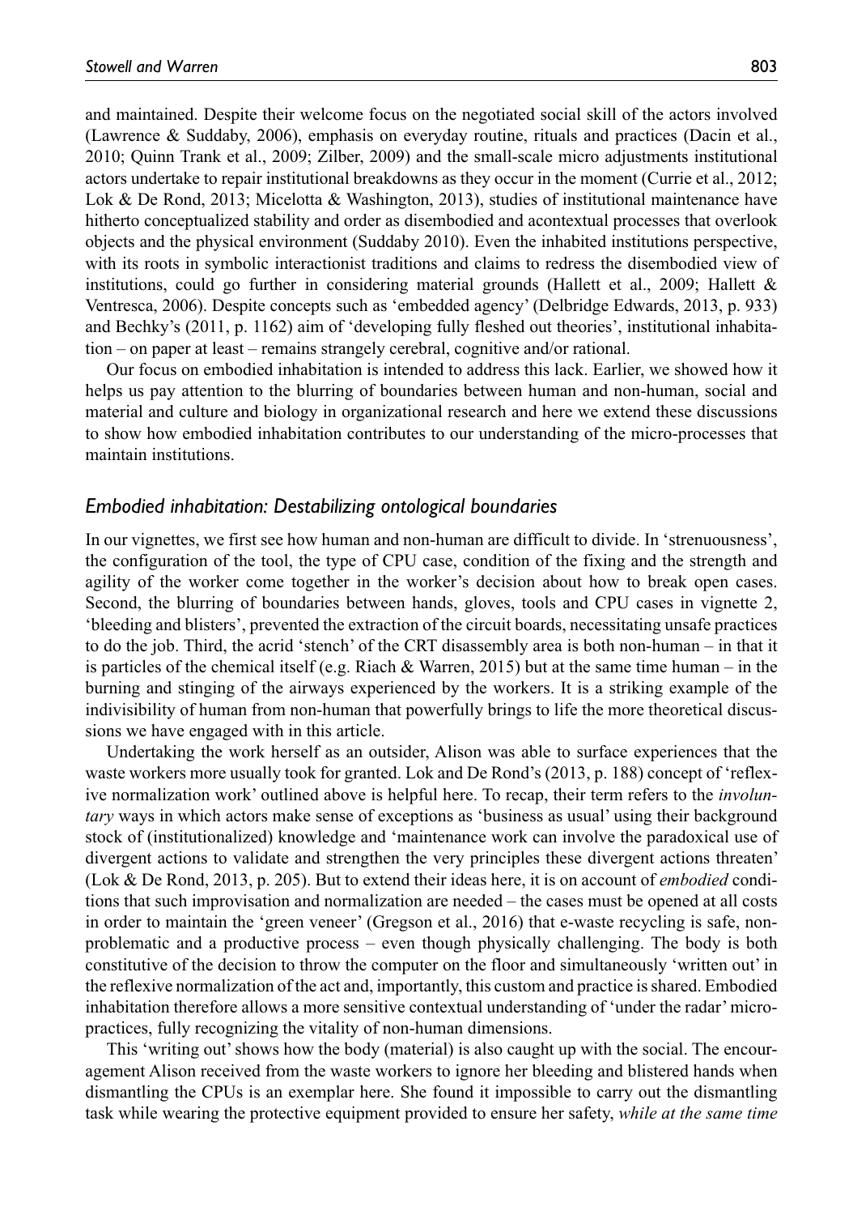and maintained. Despite their welcome focus on the negotiated social skill of the actors involved (Lawrence & Suddaby, 2006), emphasis on everyday routine, rituals and practices (Dacin et al., 2010; Quinn Trank et al., 2009; Zilber, 2009) and the small-scale micro adjustments institutional actors undertake to repair institutional breakdowns as they occur in the moment (Currie et al., 2012; Lok & De Rond, 2013; Micelotta & Washington, 2013), studies of institutional maintenance have hitherto conceptualized stability and order as disembodied and acontextual processes that overlook objects and the physical environment (Suddaby 2010). Even the inhabited institutions perspective, with its roots in symbolic interactionist traditions and claims to redress the disembodied view of institutions, could go further in considering material grounds (Hallett et al., 2009; Hallett & Ventresca, 2006). Despite concepts such as 'embedded agency' (Delbridge Edwards, 2013, p. 933) and Bechky's (2011, p. 1162) aim of 'developing fully fleshed out theories', institutional inhabitation – on paper at least – remains strangely cerebral, cognitive and/or rational.

Our focus on embodied inhabitation is intended to address this lack. Earlier, we showed how it helps us pay attention to the blurring of boundaries between human and non-human, social and material and culture and biology in organizational research and here we extend these discussions to show how embodied inhabitation contributes to our understanding of the micro-processes that maintain institutions.

### *Embodied inhabitation: Destabilizing ontological boundaries*

In our vignettes, we first see how human and non-human are difficult to divide. In 'strenuousness', the configuration of the tool, the type of CPU case, condition of the fixing and the strength and agility of the worker come together in the worker's decision about how to break open cases. Second, the blurring of boundaries between hands, gloves, tools and CPU cases in vignette 2, 'bleeding and blisters', prevented the extraction of the circuit boards, necessitating unsafe practices to do the job. Third, the acrid 'stench' of the CRT disassembly area is both non-human – in that it is particles of the chemical itself (e.g. Riach & Warren, 2015) but at the same time human – in the burning and stinging of the airways experienced by the workers. It is a striking example of the indivisibility of human from non-human that powerfully brings to life the more theoretical discussions we have engaged with in this article.

Undertaking the work herself as an outsider, Alison was able to surface experiences that the waste workers more usually took for granted. Lok and De Rond's (2013, p. 188) concept of 'reflexive normalization work' outlined above is helpful here. To recap, their term refers to the *involuntary* ways in which actors make sense of exceptions as 'business as usual' using their background stock of (institutionalized) knowledge and 'maintenance work can involve the paradoxical use of divergent actions to validate and strengthen the very principles these divergent actions threaten' (Lok & De Rond, 2013, p. 205). But to extend their ideas here, it is on account of *embodied* conditions that such improvisation and normalization are needed – the cases must be opened at all costs in order to maintain the 'green veneer' (Gregson et al., 2016) that e-waste recycling is safe, non-problematic and a productive process – even though physically challenging. The body is both constitutive of the decision to throw the computer on the floor and simultaneously 'written out' in the reflexive normalization of the act and, importantly, this custom and practice is shared. Embodied inhabitation therefore allows a more sensitive contextual understanding of 'under the radar' micro-practices, fully recognizing the vitality of non-human dimensions.

This 'writing out' shows how the body (material) is also caught up with the social. The encouragement Alison received from the waste workers to ignore her bleeding and blistered hands when dismantling the CPUs is an exemplar here. She found it impossible to carry out the dismantling task while wearing the protective equipment provided to ensure her safety, *while at the same time*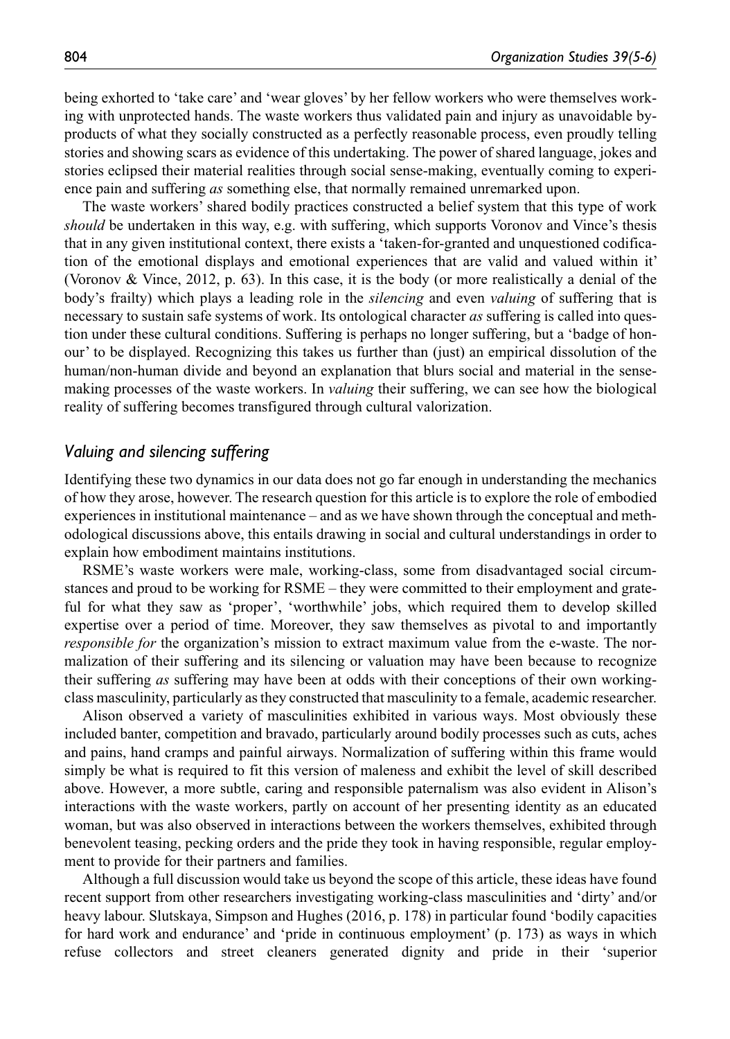being exhorted to 'take care' and 'wear gloves' by her fellow workers who were themselves working with unprotected hands. The waste workers thus validated pain and injury as unavoidable by-products of what they socially constructed as a perfectly reasonable process, even proudly telling stories and showing scars as evidence of this undertaking. The power of shared language, jokes and stories eclipsed their material realities through social sense-making, eventually coming to experience pain and suffering *as* something else, that normally remained unremarked upon.

The waste workers' shared bodily practices constructed a belief system that this type of work *should* be undertaken in this way, e.g. with suffering, which supports Voronov and Vince's thesis that in any given institutional context, there exists a 'taken-for-granted and unquestioned codification of the emotional displays and emotional experiences that are valid and valued within it' (Voronov & Vince, 2012, p. 63). In this case, it is the body (or more realistically a denial of the body's frailty) which plays a leading role in the *silencing* and even *valuing* of suffering that is necessary to sustain safe systems of work. Its ontological character *as* suffering is called into question under these cultural conditions. Suffering is perhaps no longer suffering, but a 'badge of honour' to be displayed. Recognizing this takes us further than (just) an empirical dissolution of the human/non-human divide and beyond an explanation that blurs social and material in the sense-making processes of the waste workers. In *valuing* their suffering, we can see how the biological reality of suffering becomes transfigured through cultural valorization.

### *Valuing and silencing suffering*

Identifying these two dynamics in our data does not go far enough in understanding the mechanics of how they arose, however. The research question for this article is to explore the role of embodied experiences in institutional maintenance – and as we have shown through the conceptual and methodological discussions above, this entails drawing in social and cultural understandings in order to explain how embodiment maintains institutions.

RSME's waste workers were male, working-class, some from disadvantaged social circumstances and proud to be working for RSME – they were committed to their employment and grateful for what they saw as 'proper', 'worthwhile' jobs, which required them to develop skilled expertise over a period of time. Moreover, they saw themselves as pivotal to and importantly *responsible for* the organization's mission to extract maximum value from the e-waste. The normalization of their suffering and its silencing or valuation may have been because to recognize their suffering *as* suffering may have been at odds with their conceptions of their own working-class masculinity, particularly as they constructed that masculinity to a female, academic researcher.

Alison observed a variety of masculinities exhibited in various ways. Most obviously these included banter, competition and bravado, particularly around bodily processes such as cuts, aches and pains, hand cramps and painful airways. Normalization of suffering within this frame would simply be what is required to fit this version of maleness and exhibit the level of skill described above. However, a more subtle, caring and responsible paternalism was also evident in Alison's interactions with the waste workers, partly on account of her presenting identity as an educated woman, but was also observed in interactions between the workers themselves, exhibited through benevolent teasing, pecking orders and the pride they took in having responsible, regular employment to provide for their partners and families.

Although a full discussion would take us beyond the scope of this article, these ideas have found recent support from other researchers investigating working-class masculinities and 'dirty' and/or heavy labour. Slutskaya, Simpson and Hughes (2016, p. 178) in particular found 'bodily capacities for hard work and endurance' and 'pride in continuous employment' (p. 173) as ways in which refuse collectors and street cleaners generated dignity and pride in their 'superior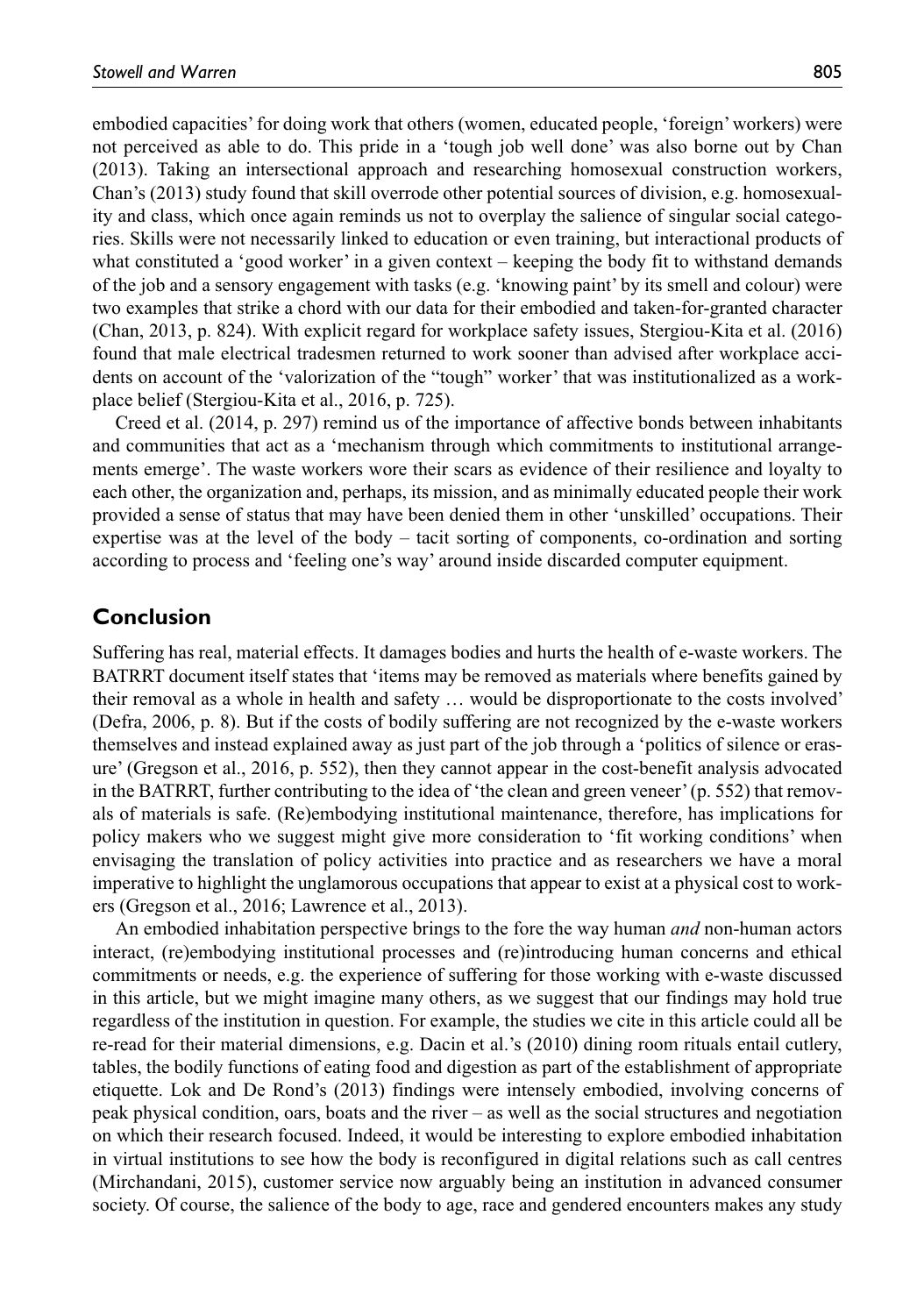embodied capacities' for doing work that others (women, educated people, 'foreign' workers) were not perceived as able to do. This pride in a 'tough job well done' was also borne out by Chan (2013). Taking an intersectional approach and researching homosexual construction workers, Chan's (2013) study found that skill overrode other potential sources of division, e.g. homosexuality and class, which once again reminds us not to overplay the salience of singular social categories. Skills were not necessarily linked to education or even training, but interactional products of what constituted a 'good worker' in a given context – keeping the body fit to withstand demands of the job and a sensory engagement with tasks (e.g. 'knowing paint' by its smell and colour) were two examples that strike a chord with our data for their embodied and taken-for-granted character (Chan, 2013, p. 824). With explicit regard for workplace safety issues, Stergiou-Kita et al. (2016) found that male electrical tradesmen returned to work sooner than advised after workplace accidents on account of the 'valorization of the "tough" worker' that was institutionalized as a workplace belief (Stergiou-Kita et al., 2016, p. 725).

Creed et al. (2014, p. 297) remind us of the importance of affective bonds between inhabitants and communities that act as a 'mechanism through which commitments to institutional arrangements emerge'. The waste workers wore their scars as evidence of their resilience and loyalty to each other, the organization and, perhaps, its mission, and as minimally educated people their work provided a sense of status that may have been denied them in other 'unskilled' occupations. Their expertise was at the level of the body – tacit sorting of components, co-ordination and sorting according to process and 'feeling one's way' around inside discarded computer equipment.

## Conclusion

Suffering has real, material effects. It damages bodies and hurts the health of e-waste workers. The BATRRT document itself states that 'items may be removed as materials where benefits gained by their removal as a whole in health and safety … would be disproportionate to the costs involved' (Defra, 2006, p. 8). But if the costs of bodily suffering are not recognized by the e-waste workers themselves and instead explained away as just part of the job through a 'politics of silence or erasure' (Gregson et al., 2016, p. 552), then they cannot appear in the cost-benefit analysis advocated in the BATRRT, further contributing to the idea of 'the clean and green veneer' (p. 552) that removals of materials is safe. (Re)embodying institutional maintenance, therefore, has implications for policy makers who we suggest might give more consideration to 'fit working conditions' when envisaging the translation of policy activities into practice and as researchers we have a moral imperative to highlight the unglamorous occupations that appear to exist at a physical cost to workers (Gregson et al., 2016; Lawrence et al., 2013).

An embodied inhabitation perspective brings to the fore the way human *and* non-human actors interact, (re)embodying institutional processes and (re)introducing human concerns and ethical commitments or needs, e.g. the experience of suffering for those working with e-waste discussed in this article, but we might imagine many others, as we suggest that our findings may hold true regardless of the institution in question. For example, the studies we cite in this article could all be re-read for their material dimensions, e.g. Dacin et al.'s (2010) dining room rituals entail cutlery, tables, the bodily functions of eating food and digestion as part of the establishment of appropriate etiquette. Lok and De Rond's (2013) findings were intensely embodied, involving concerns of peak physical condition, oars, boats and the river – as well as the social structures and negotiation on which their research focused. Indeed, it would be interesting to explore embodied inhabitation in virtual institutions to see how the body is reconfigured in digital relations such as call centres (Mirchandani, 2015), customer service now arguably being an institution in advanced consumer society. Of course, the salience of the body to age, race and gendered encounters makes any study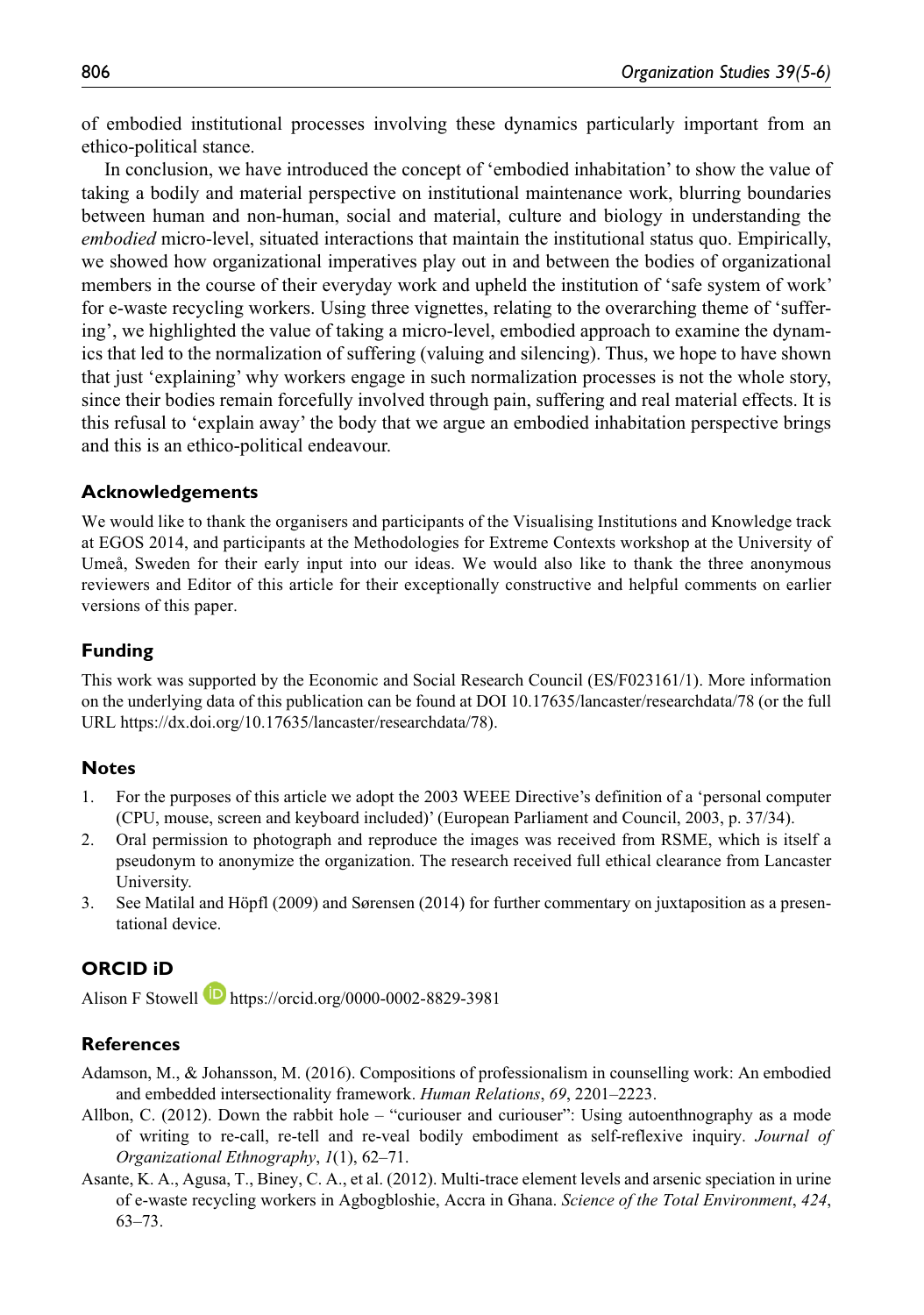of embodied institutional processes involving these dynamics particularly important from an ethico-political stance.

In conclusion, we have introduced the concept of 'embodied inhabitation' to show the value of taking a bodily and material perspective on institutional maintenance work, blurring boundaries between human and non-human, social and material, culture and biology in understanding the *embodied* micro-level, situated interactions that maintain the institutional status quo. Empirically, we showed how organizational imperatives play out in and between the bodies of organizational members in the course of their everyday work and upheld the institution of 'safe system of work' for e-waste recycling workers. Using three vignettes, relating to the overarching theme of 'suffering', we highlighted the value of taking a micro-level, embodied approach to examine the dynamics that led to the normalization of suffering (valuing and silencing). Thus, we hope to have shown that just 'explaining' why workers engage in such normalization processes is not the whole story, since their bodies remain forcefully involved through pain, suffering and real material effects. It is this refusal to 'explain away' the body that we argue an embodied inhabitation perspective brings and this is an ethico-political endeavour.

## Acknowledgements

We would like to thank the organisers and participants of the Visualising Institutions and Knowledge track at EGOS 2014, and participants at the Methodologies for Extreme Contexts workshop at the University of Umeå, Sweden for their early input into our ideas. We would also like to thank the three anonymous reviewers and Editor of this article for their exceptionally constructive and helpful comments on earlier versions of this paper.

## Funding

This work was supported by the Economic and Social Research Council (ES/F023161/1). More information on the underlying data of this publication can be found at DOI 10.17635/lancaster/researchdata/78 (or the full URL https://dx.doi.org/10.17635/lancaster/researchdata/78).

## Notes

1. For the purposes of this article we adopt the 2003 WEEE Directive's definition of a 'personal computer (CPU, mouse, screen and keyboard included)' (European Parliament and Council, 2003, p. 37/34).
2. Oral permission to photograph and reproduce the images was received from RSME, which is itself a pseudonym to anonymize the organization. The research received full ethical clearance from Lancaster University.
3. See Matilal and Höpfl (2009) and Sørensen (2014) for further commentary on juxtaposition as a presentational device.

## ORCID iD

Alison F Stowell https://orcid.org/0000-0002-8829-3981

## References

Adamson, M., & Johansson, M. (2016). Compositions of professionalism in counselling work: An embodied and embedded intersectionality framework. *Human Relations*, *69*, 2201–2223.

Allbon, C. (2012). Down the rabbit hole – "curiouser and curiouser": Using autoenthnography as a mode of writing to re-call, re-tell and re-veal bodily embodiment as self-reflexive inquiry. *Journal of Organizational Ethnography*, *1*(1), 62–71.

Asante, K. A., Agusa, T., Biney, C. A., et al. (2012). Multi-trace element levels and arsenic speciation in urine of e-waste recycling workers in Agbogbloshie, Accra in Ghana. *Science of the Total Environment*, *424*, 63–73.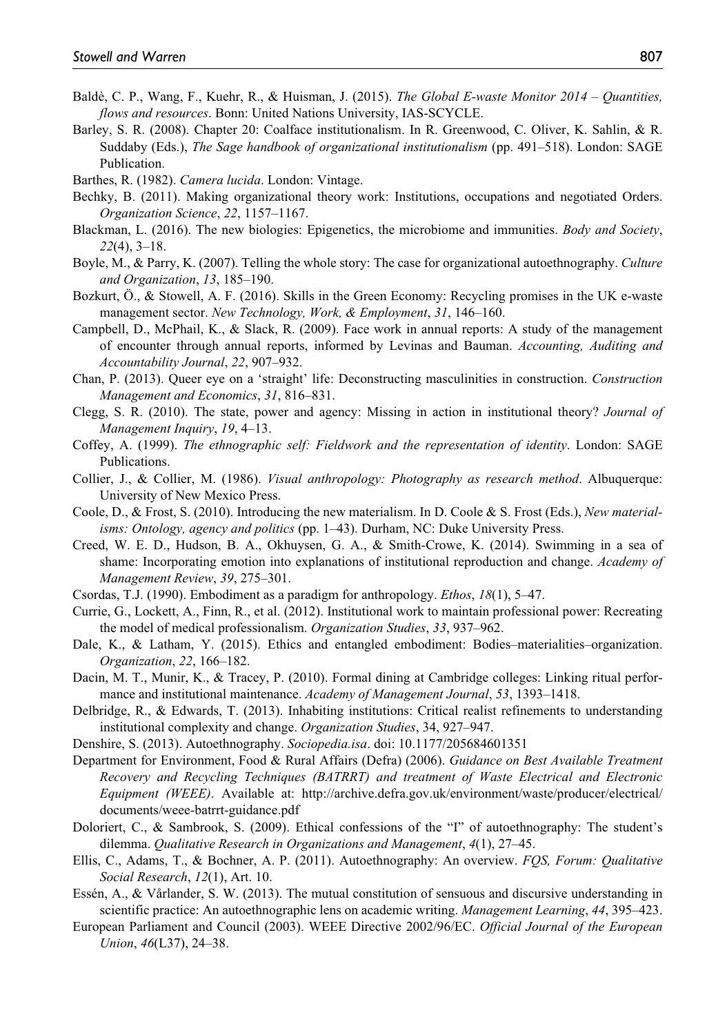Baldè, C. P., Wang, F., Kuehr, R., & Huisman, J. (2015). *The Global E-waste Monitor 2014 – Quantities, flows and resources*. Bonn: United Nations University, IAS-SCYCLE.

Barley, S. R. (2008). Chapter 20: Coalface institutionalism. In R. Greenwood, C. Oliver, K. Sahlin, & R. Suddaby (Eds.), *The Sage handbook of organizational institutionalism* (pp. 491–518). London: SAGE Publication.

Barthes, R. (1982). *Camera lucida*. London: Vintage.

Bechky, B. (2011). Making organizational theory work: Institutions, occupations and negotiated Orders. *Organization Science*, *22*, 1157–1167.

Blackman, L. (2016). The new biologies: Epigenetics, the microbiome and immunities. *Body and Society*, *22*(4), 3–18.

Boyle, M., & Parry, K. (2007). Telling the whole story: The case for organizational autoethnography. *Culture and Organization*, *13*, 185–190.

Bozkurt, Ö., & Stowell, A. F. (2016). Skills in the Green Economy: Recycling promises in the UK e-waste management sector. *New Technology, Work, & Employment*, *31*, 146–160.

Campbell, D., McPhail, K., & Slack, R. (2009). Face work in annual reports: A study of the management of encounter through annual reports, informed by Levinas and Bauman. *Accounting, Auditing and Accountability Journal*, *22*, 907–932.

Chan, P. (2013). Queer eye on a 'straight' life: Deconstructing masculinities in construction. *Construction Management and Economics*, *31*, 816–831.

Clegg, S. R. (2010). The state, power and agency: Missing in action in institutional theory? *Journal of Management Inquiry*, *19*, 4–13.

Coffey, A. (1999). *The ethnographic self: Fieldwork and the representation of identity*. London: SAGE Publications.

Collier, J., & Collier, M. (1986). *Visual anthropology: Photography as research method*. Albuquerque: University of New Mexico Press.

Coole, D., & Frost, S. (2010). Introducing the new materialism. In D. Coole & S. Frost (Eds.), *New materialisms: Ontology, agency and politics* (pp. 1–43). Durham, NC: Duke University Press.

Creed, W. E. D., Hudson, B. A., Okhuysen, G. A., & Smith-Crowe, K. (2014). Swimming in a sea of shame: Incorporating emotion into explanations of institutional reproduction and change. *Academy of Management Review*, *39*, 275–301.

Csordas, T.J. (1990). Embodiment as a paradigm for anthropology. *Ethos*, *18*(1), 5–47.

Currie, G., Lockett, A., Finn, R., et al. (2012). Institutional work to maintain professional power: Recreating the model of medical professionalism. *Organization Studies*, *33*, 937–962.

Dale, K., & Latham, Y. (2015). Ethics and entangled embodiment: Bodies–materialities–organization. *Organization*, *22*, 166–182.

Dacin, M. T., Munir, K., & Tracey, P. (2010). Formal dining at Cambridge colleges: Linking ritual performance and institutional maintenance. *Academy of Management Journal*, *53*, 1393–1418.

Delbridge, R., & Edwards, T. (2013). Inhabiting institutions: Critical realist refinements to understanding institutional complexity and change. *Organization Studies*, 34, 927–947.

Denshire, S. (2013). Autoethnography. *Sociopedia.isa*. doi: 10.1177/205684601351

Department for Environment, Food & Rural Affairs (Defra) (2006). *Guidance on Best Available Treatment Recovery and Recycling Techniques (BATRRT) and treatment of Waste Electrical and Electronic Equipment (WEEE)*. Available at: http://archive.defra.gov.uk/environment/waste/producer/electrical/documents/weee-batrrt-guidance.pdf

Doloriert, C., & Sambrook, S. (2009). Ethical confessions of the "I" of autoethnography: The student's dilemma. *Qualitative Research in Organizations and Management*, *4*(1), 27–45.

Ellis, C., Adams, T., & Bochner, A. P. (2011). Autoethnography: An overview. *FQS, Forum: Qualitative Social Research*, *12*(1), Art. 10.

Essén, A., & Vårlander, S. W. (2013). The mutual constitution of sensuous and discursive understanding in scientific practice: An autoethnographic lens on academic writing. *Management Learning*, *44*, 395–423.

European Parliament and Council (2003). WEEE Directive 2002/96/EC. *Official Journal of the European Union*, *46*(L37), 24–38.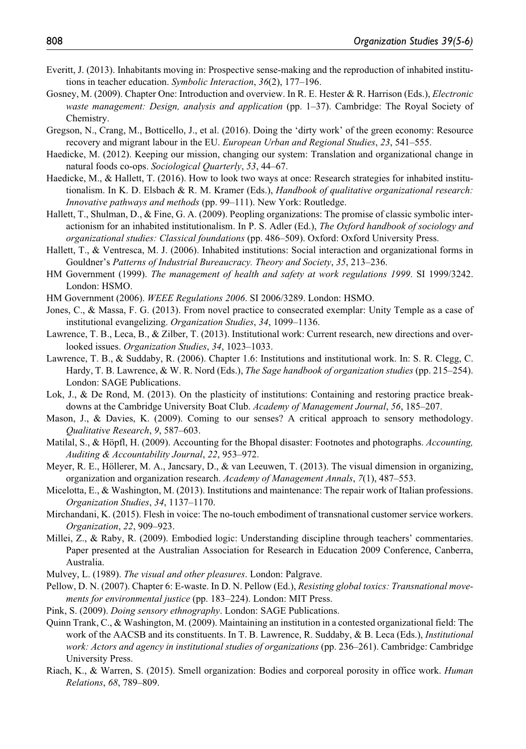Everitt, J. (2013). Inhabitants moving in: Prospective sense-making and the reproduction of inhabited institutions in teacher education. *Symbolic Interaction*, *36*(2), 177–196.

Gosney, M. (2009). Chapter One: Introduction and overview. In R. E. Hester & R. Harrison (Eds.), *Electronic waste management: Design, analysis and application* (pp. 1–37). Cambridge: The Royal Society of Chemistry.

Gregson, N., Crang, M., Botticello, J., et al. (2016). Doing the 'dirty work' of the green economy: Resource recovery and migrant labour in the EU. *European Urban and Regional Studies*, *23*, 541–555.

Haedicke, M. (2012). Keeping our mission, changing our system: Translation and organizational change in natural foods co-ops. *Sociological Quarterly*, *53*, 44–67.

Haedicke, M., & Hallett, T. (2016). How to look two ways at once: Research strategies for inhabited institutionalism. In K. D. Elsbach & R. M. Kramer (Eds.), *Handbook of qualitative organizational research: Innovative pathways and methods* (pp. 99–111). New York: Routledge.

Hallett, T., Shulman, D., & Fine, G. A. (2009). Peopling organizations: The promise of classic symbolic interactionism for an inhabited institutionalism. In P. S. Adler (Ed.), *The Oxford handbook of sociology and organizational studies: Classical foundations* (pp. 486–509). Oxford: Oxford University Press.

Hallett, T., & Ventresca, M. J. (2006). Inhabited institutions: Social interaction and organizational forms in Gouldner's *Patterns of Industrial Bureaucracy. Theory and Society*, *35*, 213–236.

HM Government (1999). *The management of health and safety at work regulations 1999*. SI 1999/3242. London: HSMO.

HM Government (2006). *WEEE Regulations 2006*. SI 2006/3289. London: HSMO.

Jones, C., & Massa, F. G. (2013). From novel practice to consecrated exemplar: Unity Temple as a case of institutional evangelizing. *Organization Studies*, *34*, 1099–1136.

Lawrence, T. B., Leca, B., & Zilber, T. (2013). Institutional work: Current research, new directions and overlooked issues. *Organization Studies*, *34*, 1023–1033.

Lawrence, T. B., & Suddaby, R. (2006). Chapter 1.6: Institutions and institutional work. In: S. R. Clegg, C. Hardy, T. B. Lawrence, & W. R. Nord (Eds.), *The Sage handbook of organization studies* (pp. 215–254). London: SAGE Publications.

Lok, J., & De Rond, M. (2013). On the plasticity of institutions: Containing and restoring practice breakdowns at the Cambridge University Boat Club. *Academy of Management Journal*, *56*, 185–207.

Mason, J., & Davies, K. (2009). Coming to our senses? A critical approach to sensory methodology. *Qualitative Research*, *9*, 587–603.

Matilal, S., & Höpfl, H. (2009). Accounting for the Bhopal disaster: Footnotes and photographs. *Accounting, Auditing & Accountability Journal*, *22*, 953–972.

Meyer, R. E., Höllerer, M. A., Jancsary, D., & van Leeuwen, T. (2013). The visual dimension in organizing, organization and organization research. *Academy of Management Annals*, *7*(1), 487–553.

Micelotta, E., & Washington, M. (2013). Institutions and maintenance: The repair work of Italian professions. *Organization Studies*, *34*, 1137–1170.

Mirchandani, K. (2015). Flesh in voice: The no-touch embodiment of transnational customer service workers. *Organization*, *22*, 909–923.

Millei, Z., & Raby, R. (2009). Embodied logic: Understanding discipline through teachers' commentaries. Paper presented at the Australian Association for Research in Education 2009 Conference, Canberra, Australia.

Mulvey, L. (1989). *The visual and other pleasures*. London: Palgrave.

Pellow, D. N. (2007). Chapter 6: E-waste. In D. N. Pellow (Ed.), *Resisting global toxics: Transnational movements for environmental justice* (pp. 183–224). London: MIT Press.

Pink, S. (2009). *Doing sensory ethnography*. London: SAGE Publications.

Quinn Trank, C., & Washington, M. (2009). Maintaining an institution in a contested organizational field: The work of the AACSB and its constituents. In T. B. Lawrence, R. Suddaby, & B. Leca (Eds.), *Institutional work: Actors and agency in institutional studies of organizations* (pp. 236–261). Cambridge: Cambridge University Press.

Riach, K., & Warren, S. (2015). Smell organization: Bodies and corporeal porosity in office work. *Human Relations*, *68*, 789–809.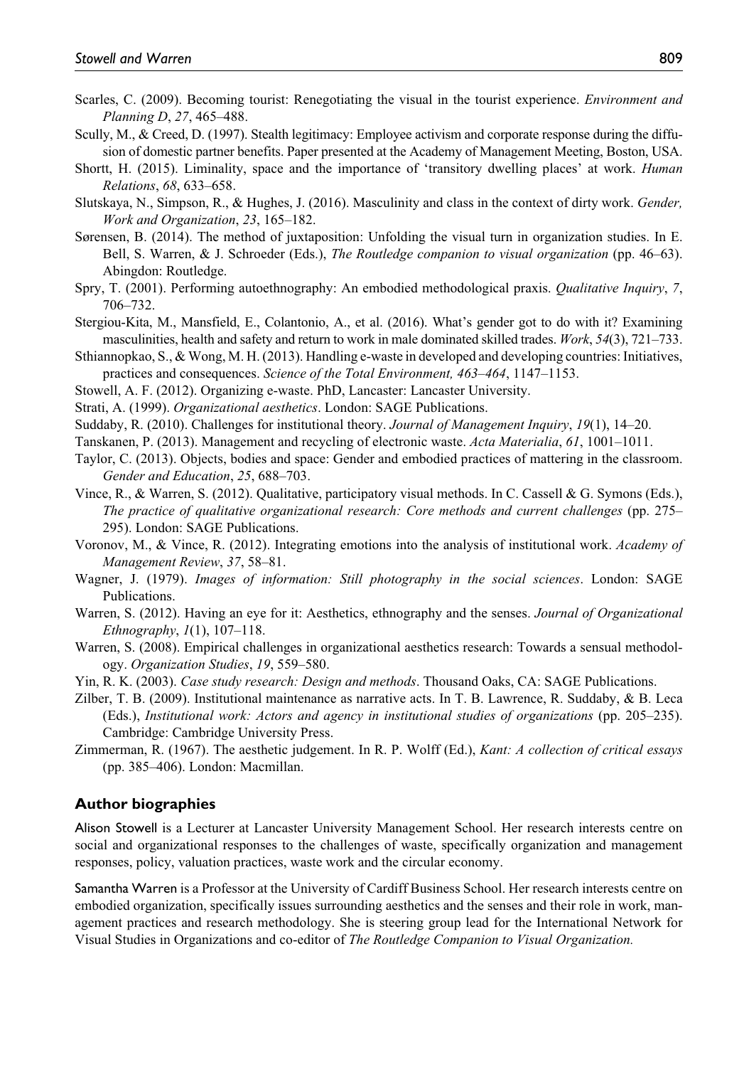Scarles, C. (2009). Becoming tourist: Renegotiating the visual in the tourist experience. *Environment and Planning D*, *27*, 465–488.

Scully, M., & Creed, D. (1997). Stealth legitimacy: Employee activism and corporate response during the diffusion of domestic partner benefits. Paper presented at the Academy of Management Meeting, Boston, USA.

Shortt, H. (2015). Liminality, space and the importance of 'transitory dwelling places' at work. *Human Relations*, *68*, 633–658.

Slutskaya, N., Simpson, R., & Hughes, J. (2016). Masculinity and class in the context of dirty work. *Gender, Work and Organization*, *23*, 165–182.

Sørensen, B. (2014). The method of juxtaposition: Unfolding the visual turn in organization studies. In E. Bell, S. Warren, & J. Schroeder (Eds.), *The Routledge companion to visual organization* (pp. 46–63). Abingdon: Routledge.

Spry, T. (2001). Performing autoethnography: An embodied methodological praxis. *Qualitative Inquiry*, *7*, 706–732.

Stergiou-Kita, M., Mansfield, E., Colantonio, A., et al. (2016). What's gender got to do with it? Examining masculinities, health and safety and return to work in male dominated skilled trades. *Work*, *54*(3), 721–733.

Sthiannopkao, S., & Wong, M. H. (2013). Handling e-waste in developed and developing countries: Initiatives, practices and consequences. *Science of the Total Environment, 463–464*, 1147–1153.

Stowell, A. F. (2012). Organizing e-waste. PhD, Lancaster: Lancaster University.

Strati, A. (1999). *Organizational aesthetics*. London: SAGE Publications.

Suddaby, R. (2010). Challenges for institutional theory. *Journal of Management Inquiry*, *19*(1), 14–20.

Tanskanen, P. (2013). Management and recycling of electronic waste. *Acta Materialia*, *61*, 1001–1011.

Taylor, C. (2013). Objects, bodies and space: Gender and embodied practices of mattering in the classroom. *Gender and Education*, *25*, 688–703.

Vince, R., & Warren, S. (2012). Qualitative, participatory visual methods. In C. Cassell & G. Symons (Eds.), *The practice of qualitative organizational research: Core methods and current challenges* (pp. 275–295). London: SAGE Publications.

Voronov, M., & Vince, R. (2012). Integrating emotions into the analysis of institutional work. *Academy of Management Review*, *37*, 58–81.

Wagner, J. (1979). *Images of information: Still photography in the social sciences*. London: SAGE Publications.

Warren, S. (2012). Having an eye for it: Aesthetics, ethnography and the senses. *Journal of Organizational Ethnography*, *1*(1), 107–118.

Warren, S. (2008). Empirical challenges in organizational aesthetics research: Towards a sensual methodology. *Organization Studies*, *19*, 559–580.

Yin, R. K. (2003). *Case study research: Design and methods*. Thousand Oaks, CA: SAGE Publications.

Zilber, T. B. (2009). Institutional maintenance as narrative acts. In T. B. Lawrence, R. Suddaby, & B. Leca (Eds.), *Institutional work: Actors and agency in institutional studies of organizations* (pp. 205–235). Cambridge: Cambridge University Press.

Zimmerman, R. (1967). The aesthetic judgement. In R. P. Wolff (Ed.), *Kant: A collection of critical essays* (pp. 385–406). London: Macmillan.

## Author biographies

Alison Stowell is a Lecturer at Lancaster University Management School. Her research interests centre on social and organizational responses to the challenges of waste, specifically organization and management responses, policy, valuation practices, waste work and the circular economy.

Samantha Warren is a Professor at the University of Cardiff Business School. Her research interests centre on embodied organization, specifically issues surrounding aesthetics and the senses and their role in work, management practices and research methodology. She is steering group lead for the International Network for Visual Studies in Organizations and co-editor of *The Routledge Companion to Visual Organization.*